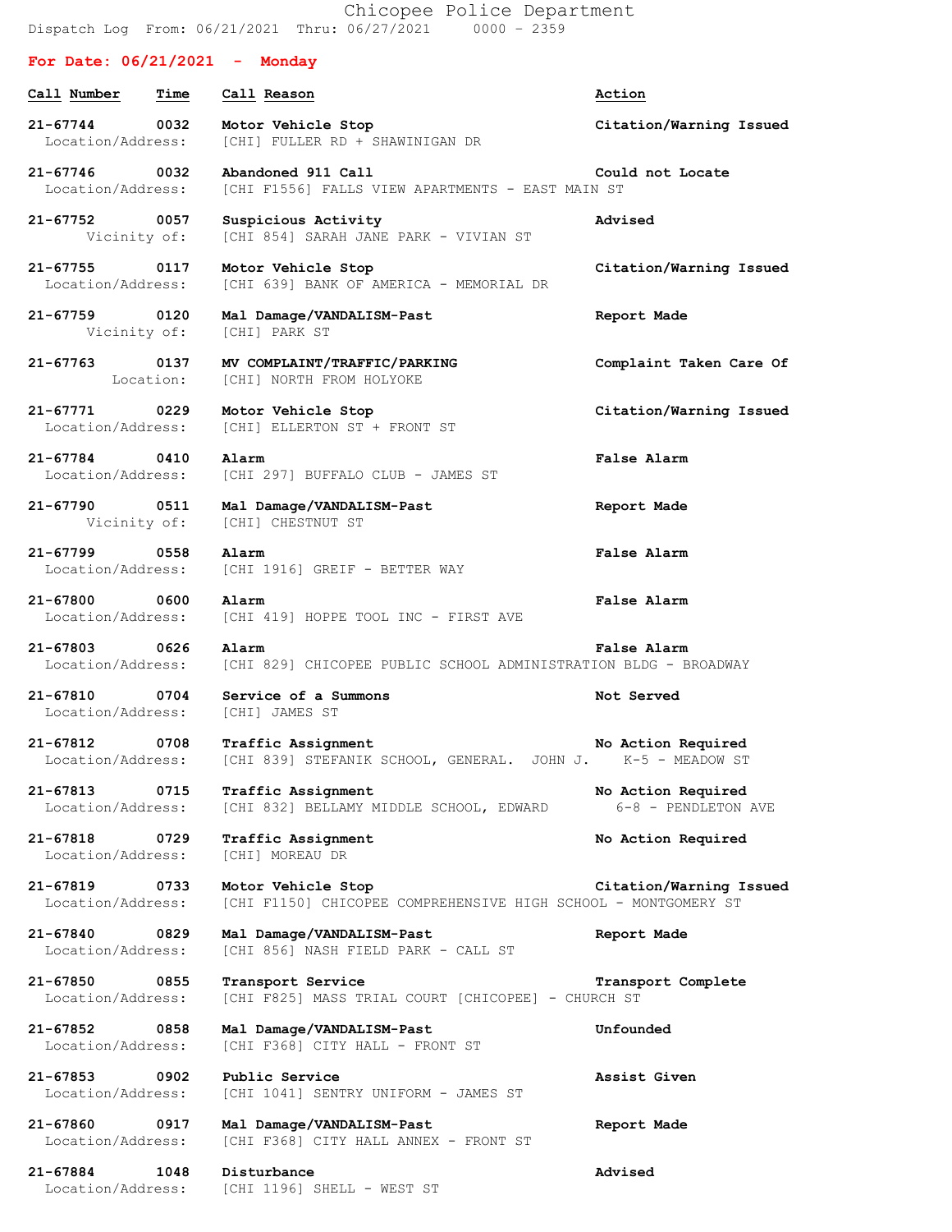# Chicopee Police Department

Dispatch Log From: 06/21/2021 Thru: 06/27/2021 0000 - 2359

## For Date: 06/21/2021 - Monday

| Call Number | Time | Call Reason | Action |
|---|---|---|---|
| 21-67744 | 0032 | Motor Vehicle Stop | Citation/Warning Issued |
| Location/Address: | | [CHI] FULLER RD + SHAWINIGAN DR | |
| 21-67746 | 0032 | Abandoned 911 Call | Could not Locate |
| Location/Address: | | [CHI F1556] FALLS VIEW APARTMENTS - EAST MAIN ST | |
| 21-67752 | 0057 | Suspicious Activity | Advised |
| Vicinity of: | | [CHI 854] SARAH JANE PARK - VIVIAN ST | |
| 21-67755 | 0117 | Motor Vehicle Stop | Citation/Warning Issued |
| Location/Address: | | [CHI 639] BANK OF AMERICA - MEMORIAL DR | |
| 21-67759 | 0120 | Mal Damage/VANDALISM-Past | Report Made |
| Vicinity of: | | [CHI] PARK ST | |
| 21-67763 | 0137 | MV COMPLAINT/TRAFFIC/PARKING | Complaint Taken Care Of |
| Location: | | [CHI] NORTH FROM HOLYOKE | |
| 21-67771 | 0229 | Motor Vehicle Stop | Citation/Warning Issued |
| Location/Address: | | [CHI] ELLERTON ST + FRONT ST | |
| 21-67784 | 0410 | Alarm | False Alarm |
| Location/Address: | | [CHI 297] BUFFALO CLUB - JAMES ST | |
| 21-67790 | 0511 | Mal Damage/VANDALISM-Past | Report Made |
| Vicinity of: | | [CHI] CHESTNUT ST | |
| 21-67799 | 0558 | Alarm | False Alarm |
| Location/Address: | | [CHI 1916] GREIF - BETTER WAY | |
| 21-67800 | 0600 | Alarm | False Alarm |
| Location/Address: | | [CHI 419] HOPPE TOOL INC - FIRST AVE | |
| 21-67803 | 0626 | Alarm | False Alarm |
| Location/Address: | | [CHI 829] CHICOPEE PUBLIC SCHOOL ADMINISTRATION BLDG - BROADWAY | |
| 21-67810 | 0704 | Service of a Summons | Not Served |
| Location/Address: | | [CHI] JAMES ST | |
| 21-67812 | 0708 | Traffic Assignment | No Action Required |
| Location/Address: | | [CHI 839] STEFANIK SCHOOL, GENERAL. JOHN J. K-5 - MEADOW ST | |
| 21-67813 | 0715 | Traffic Assignment | No Action Required |
| Location/Address: | | [CHI 832] BELLAMY MIDDLE SCHOOL, EDWARD 6-8 - PENDLETON AVE | |
| 21-67818 | 0729 | Traffic Assignment | No Action Required |
| Location/Address: | | [CHI] MOREAU DR | |
| 21-67819 | 0733 | Motor Vehicle Stop | Citation/Warning Issued |
| Location/Address: | | [CHI F1150] CHICOPEE COMPREHENSIVE HIGH SCHOOL - MONTGOMERY ST | |
| 21-67840 | 0829 | Mal Damage/VANDALISM-Past | Report Made |
| Location/Address: | | [CHI 856] NASH FIELD PARK - CALL ST | |
| 21-67850 | 0855 | Transport Service | Transport Complete |
| Location/Address: | | [CHI F825] MASS TRIAL COURT [CHICOPEE] - CHURCH ST | |
| 21-67852 | 0858 | Mal Damage/VANDALISM-Past | Unfounded |
| Location/Address: | | [CHI F368] CITY HALL - FRONT ST | |
| 21-67853 | 0902 | Public Service | Assist Given |
| Location/Address: | | [CHI 1041] SENTRY UNIFORM - JAMES ST | |
| 21-67860 | 0917 | Mal Damage/VANDALISM-Past | Report Made |
| Location/Address: | | [CHI F368] CITY HALL ANNEX - FRONT ST | |
| 21-67884 | 1048 | Disturbance | Advised |
| Location/Address: | | [CHI 1196] SHELL - WEST ST | |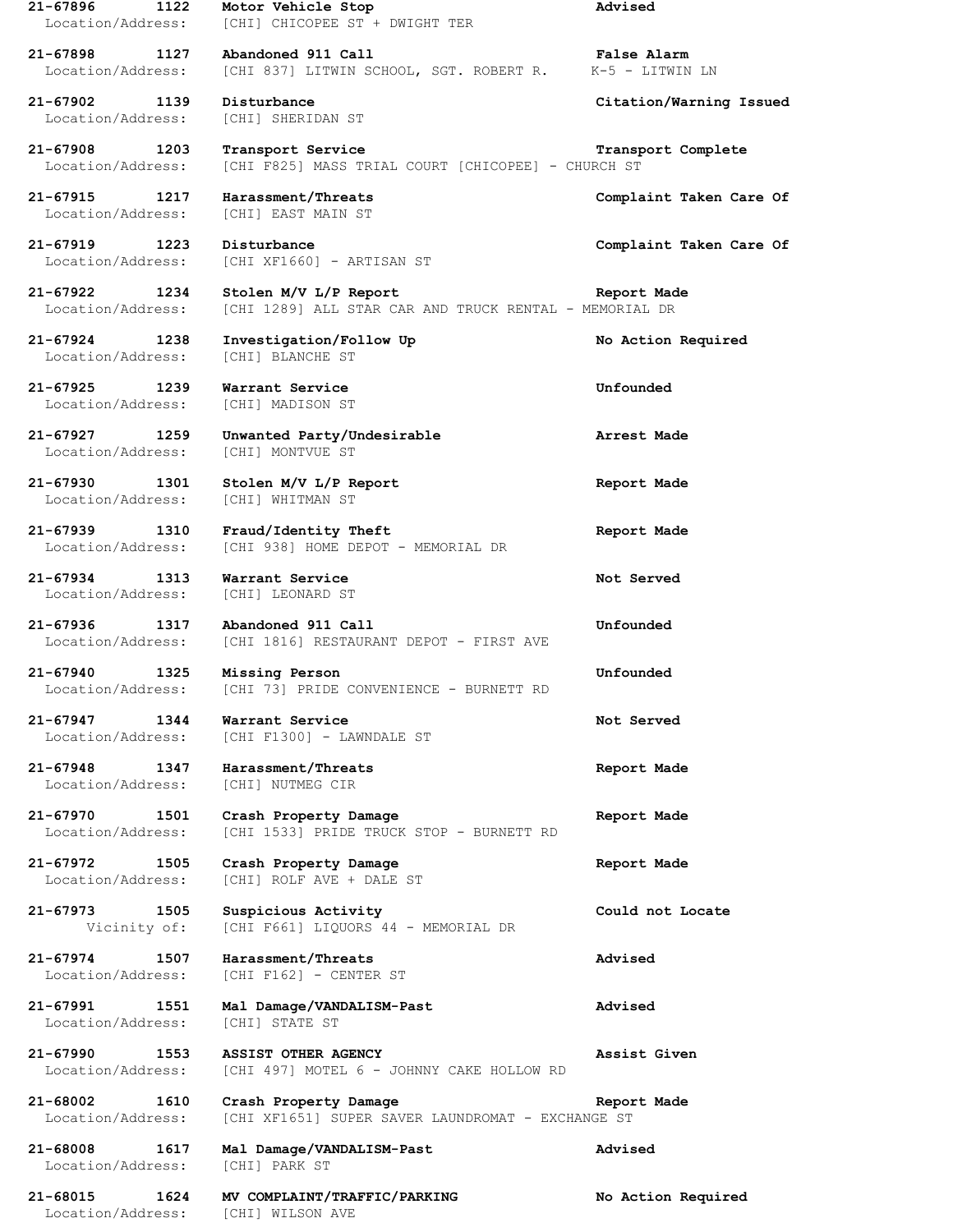**21-67896 1122 Motor Vehicle Stop Advised**
Location/Address: [CHI] CHICOPEE ST + DWIGHT TER

**21-67898 1127 Abandoned 911 Call False Alarm**
Location/Address: [CHI 837] LITWIN SCHOOL, SGT. ROBERT R. K-5 - LITWIN LN

**21-67902 1139 Disturbance Citation/Warning Issued**
Location/Address: [CHI] SHERIDAN ST

**21-67908 1203 Transport Service Transport Complete**
Location/Address: [CHI F825] MASS TRIAL COURT [CHICOPEE] - CHURCH ST

**21-67915 1217 Harassment/Threats Complaint Taken Care Of**
Location/Address: [CHI] EAST MAIN ST

**21-67919 1223 Disturbance Complaint Taken Care Of**
Location/Address: [CHI XF1660] - ARTISAN ST

**21-67922 1234 Stolen M/V L/P Report Report Made**
Location/Address: [CHI 1289] ALL STAR CAR AND TRUCK RENTAL - MEMORIAL DR

**21-67924 1238 Investigation/Follow Up No Action Required**
Location/Address: [CHI] BLANCHE ST

**21-67925 1239 Warrant Service Unfounded**
Location/Address: [CHI] MADISON ST

**21-67927 1259 Unwanted Party/Undesirable Arrest Made**
Location/Address: [CHI] MONTVUE ST

**21-67930 1301 Stolen M/V L/P Report Report Made**
Location/Address: [CHI] WHITMAN ST

**21-67939 1310 Fraud/Identity Theft Report Made**
Location/Address: [CHI 938] HOME DEPOT - MEMORIAL DR

**21-67934 1313 Warrant Service Not Served**
Location/Address: [CHI] LEONARD ST

**21-67936 1317 Abandoned 911 Call Unfounded**
Location/Address: [CHI 1816] RESTAURANT DEPOT - FIRST AVE

**21-67940 1325 Missing Person Unfounded**
Location/Address: [CHI 73] PRIDE CONVENIENCE - BURNETT RD

**21-67947 1344 Warrant Service Not Served**
Location/Address: [CHI F1300] - LAWNDALE ST

**21-67948 1347 Harassment/Threats Report Made**
Location/Address: [CHI] NUTMEG CIR

**21-67970 1501 Crash Property Damage Report Made**
Location/Address: [CHI 1533] PRIDE TRUCK STOP - BURNETT RD

**21-67972 1505 Crash Property Damage Report Made**
Location/Address: [CHI] ROLF AVE + DALE ST

**21-67973 1505 Suspicious Activity Could not Locate**
Vicinity of: [CHI F661] LIQUORS 44 - MEMORIAL DR

**21-67974 1507 Harassment/Threats Advised**
Location/Address: [CHI F162] - CENTER ST

**21-67991 1551 Mal Damage/VANDALISM-Past Advised**
Location/Address: [CHI] STATE ST

**21-67990 1553 ASSIST OTHER AGENCY Assist Given**
Location/Address: [CHI 497] MOTEL 6 - JOHNNY CAKE HOLLOW RD

**21-68002 1610 Crash Property Damage Report Made**
Location/Address: [CHI XF1651] SUPER SAVER LAUNDROMAT - EXCHANGE ST

**21-68008 1617 Mal Damage/VANDALISM-Past Advised**
Location/Address: [CHI] PARK ST

**21-68015 1624 MV COMPLAINT/TRAFFIC/PARKING No Action Required**
Location/Address: [CHI] WILSON AVE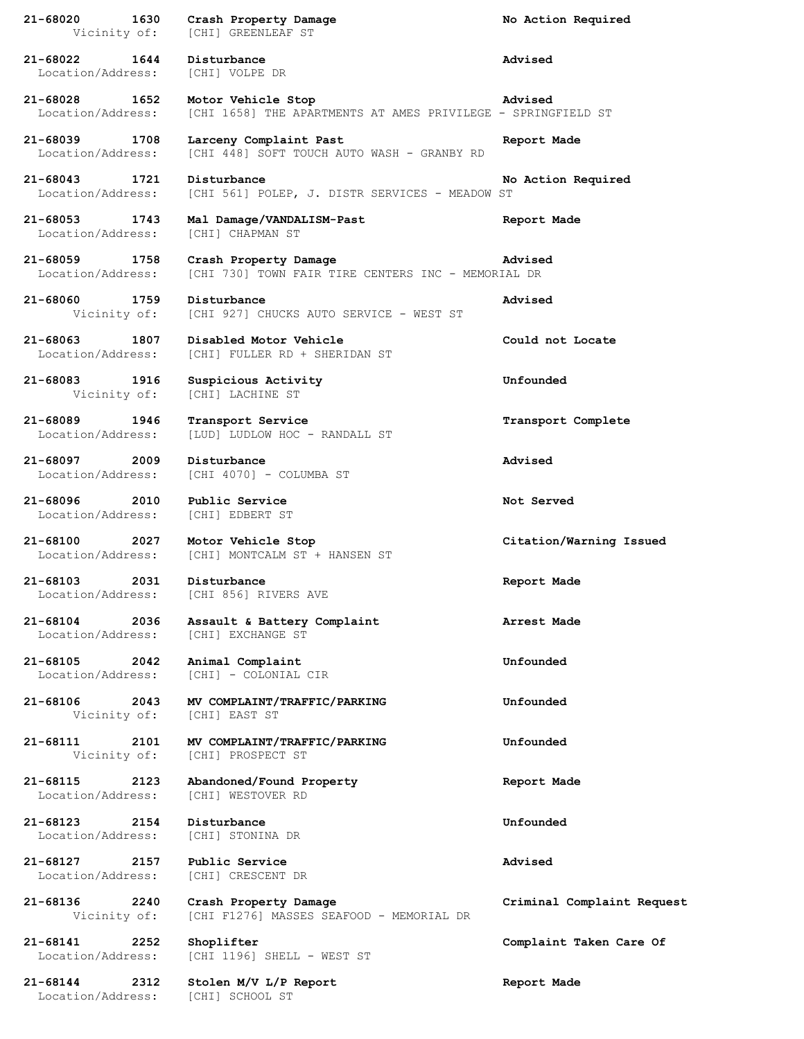**21-68020 1630 Crash Property Damage No Action Required**
Vicinity of: [CHI] GREENLEAF ST

**21-68022 1644 Disturbance Advised**
Location/Address: [CHI] VOLPE DR

**21-68028 1652 Motor Vehicle Stop Advised**
Location/Address: [CHI 1658] THE APARTMENTS AT AMES PRIVILEGE - SPRINGFIELD ST

**21-68039 1708 Larceny Complaint Past Report Made**
Location/Address: [CHI 448] SOFT TOUCH AUTO WASH - GRANBY RD

**21-68043 1721 Disturbance No Action Required**
Location/Address: [CHI 561] POLEP, J. DISTR SERVICES - MEADOW ST

**21-68053 1743 Mal Damage/VANDALISM-Past Report Made**
Location/Address: [CHI] CHAPMAN ST

**21-68059 1758 Crash Property Damage Advised**
Location/Address: [CHI 730] TOWN FAIR TIRE CENTERS INC - MEMORIAL DR

**21-68060 1759 Disturbance Advised**
Vicinity of: [CHI 927] CHUCKS AUTO SERVICE - WEST ST

**21-68063 1807 Disabled Motor Vehicle Could not Locate**
Location/Address: [CHI] FULLER RD + SHERIDAN ST

**21-68083 1916 Suspicious Activity Unfounded**
Vicinity of: [CHI] LACHINE ST

**21-68089 1946 Transport Service Transport Complete**
Location/Address: [LUD] LUDLOW HOC - RANDALL ST

**21-68097 2009 Disturbance Advised**
Location/Address: [CHI 4070] - COLUMBA ST

**21-68096 2010 Public Service Not Served**
Location/Address: [CHI] EDBERT ST

**21-68100 2027 Motor Vehicle Stop Citation/Warning Issued**
Location/Address: [CHI] MONTCALM ST + HANSEN ST

**21-68103 2031 Disturbance Report Made**
Location/Address: [CHI 856] RIVERS AVE

**21-68104 2036 Assault & Battery Complaint Arrest Made**
Location/Address: [CHI] EXCHANGE ST

**21-68105 2042 Animal Complaint Unfounded**
Location/Address: [CHI] - COLONIAL CIR

**21-68106 2043 MV COMPLAINT/TRAFFIC/PARKING Unfounded**
Vicinity of: [CHI] EAST ST

**21-68111 2101 MV COMPLAINT/TRAFFIC/PARKING Unfounded**
Vicinity of: [CHI] PROSPECT ST

**21-68115 2123 Abandoned/Found Property Report Made**
Location/Address: [CHI] WESTOVER RD

**21-68123 2154 Disturbance Unfounded**
Location/Address: [CHI] STONINA DR

**21-68127 2157 Public Service Advised**
Location/Address: [CHI] CRESCENT DR

**21-68136 2240 Crash Property Damage Criminal Complaint Request**
Vicinity of: [CHI F1276] MASSES SEAFOOD - MEMORIAL DR

**21-68141 2252 Shoplifter Complaint Taken Care Of**
Location/Address: [CHI 1196] SHELL - WEST ST

**21-68144 2312 Stolen M/V L/P Report Report Made**
Location/Address: [CHI] SCHOOL ST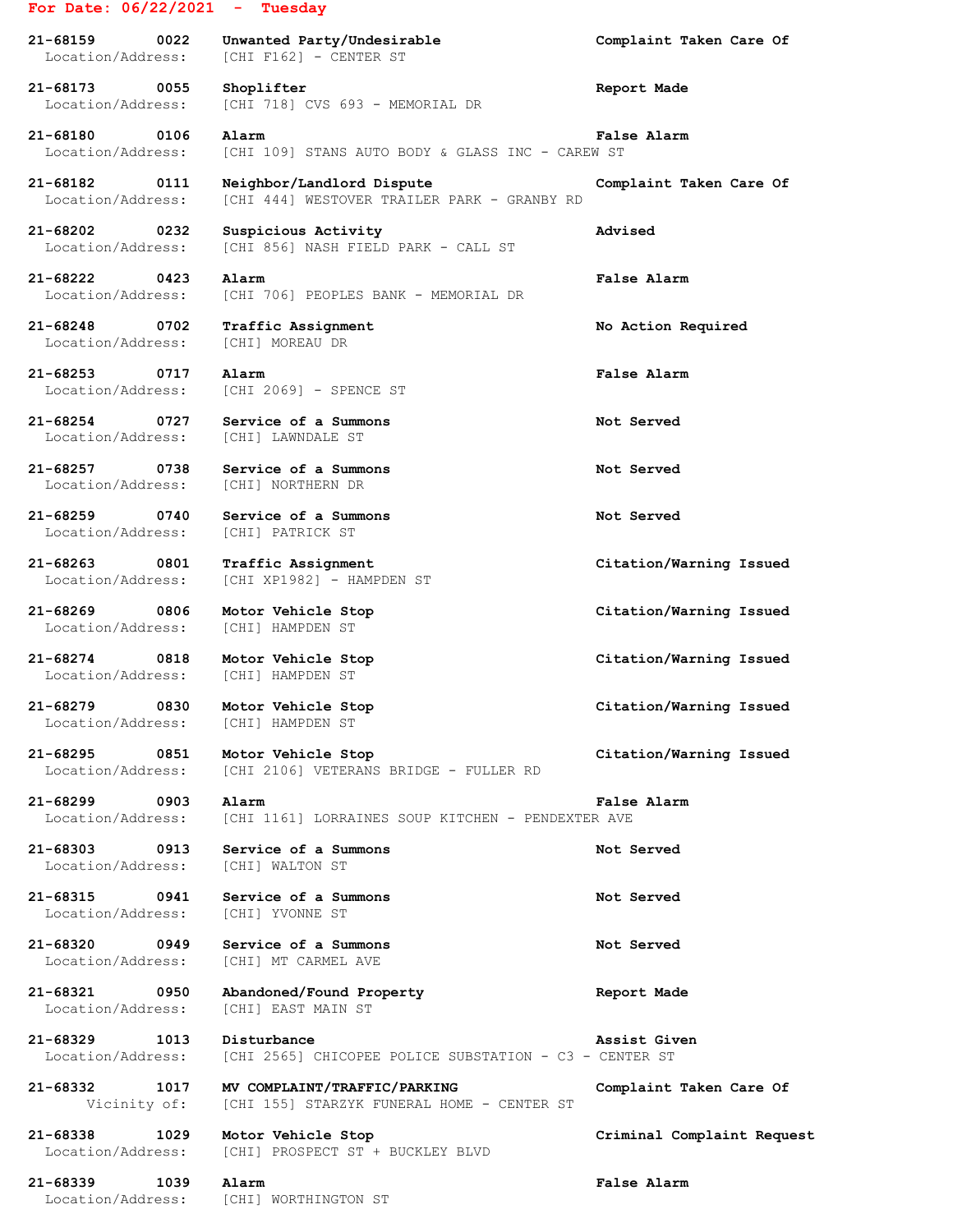**For Date: 06/22/2021 - Tuesday**

**21-68159 0022 Unwanted Party/Undesirable** — **Complaint Taken Care Of**
Location/Address: [CHI F162] - CENTER ST

**21-68173 0055 Shoplifter** — **Report Made**
Location/Address: [CHI 718] CVS 693 - MEMORIAL DR

**21-68180 0106 Alarm** — **False Alarm**
Location/Address: [CHI 109] STANS AUTO BODY & GLASS INC - CAREW ST

**21-68182 0111 Neighbor/Landlord Dispute** — **Complaint Taken Care Of**
Location/Address: [CHI 444] WESTOVER TRAILER PARK - GRANBY RD

**21-68202 0232 Suspicious Activity** — **Advised**
Location/Address: [CHI 856] NASH FIELD PARK - CALL ST

**21-68222 0423 Alarm** — **False Alarm**
Location/Address: [CHI 706] PEOPLES BANK - MEMORIAL DR

**21-68248 0702 Traffic Assignment** — **No Action Required**
Location/Address: [CHI] MOREAU DR

**21-68253 0717 Alarm** — **False Alarm**
Location/Address: [CHI 2069] - SPENCE ST

**21-68254 0727 Service of a Summons** — **Not Served**
Location/Address: [CHI] LAWNDALE ST

**21-68257 0738 Service of a Summons** — **Not Served**
Location/Address: [CHI] NORTHERN DR

**21-68259 0740 Service of a Summons** — **Not Served**
Location/Address: [CHI] PATRICK ST

**21-68263 0801 Traffic Assignment** — **Citation/Warning Issued**
Location/Address: [CHI XP1982] - HAMPDEN ST

**21-68269 0806 Motor Vehicle Stop** — **Citation/Warning Issued**
Location/Address: [CHI] HAMPDEN ST

**21-68274 0818 Motor Vehicle Stop** — **Citation/Warning Issued**
Location/Address: [CHI] HAMPDEN ST

**21-68279 0830 Motor Vehicle Stop** — **Citation/Warning Issued**
Location/Address: [CHI] HAMPDEN ST

**21-68295 0851 Motor Vehicle Stop** — **Citation/Warning Issued**
Location/Address: [CHI 2106] VETERANS BRIDGE - FULLER RD

**21-68299 0903 Alarm** — **False Alarm**
Location/Address: [CHI 1161] LORRAINES SOUP KITCHEN - PENDEXTER AVE

**21-68303 0913 Service of a Summons** — **Not Served**
Location/Address: [CHI] WALTON ST

**21-68315 0941 Service of a Summons** — **Not Served**
Location/Address: [CHI] YVONNE ST

**21-68320 0949 Service of a Summons** — **Not Served**
Location/Address: [CHI] MT CARMEL AVE

**21-68321 0950 Abandoned/Found Property** — **Report Made**
Location/Address: [CHI] EAST MAIN ST

**21-68329 1013 Disturbance** — **Assist Given**
Location/Address: [CHI 2565] CHICOPEE POLICE SUBSTATION - C3 - CENTER ST

**21-68332 1017 MV COMPLAINT/TRAFFIC/PARKING** — **Complaint Taken Care Of**
Vicinity of: [CHI 155] STARZYK FUNERAL HOME - CENTER ST

**21-68338 1029 Motor Vehicle Stop** — **Criminal Complaint Request**
Location/Address: [CHI] PROSPECT ST + BUCKLEY BLVD

**21-68339 1039 Alarm** — **False Alarm**
Location/Address: [CHI] WORTHINGTON ST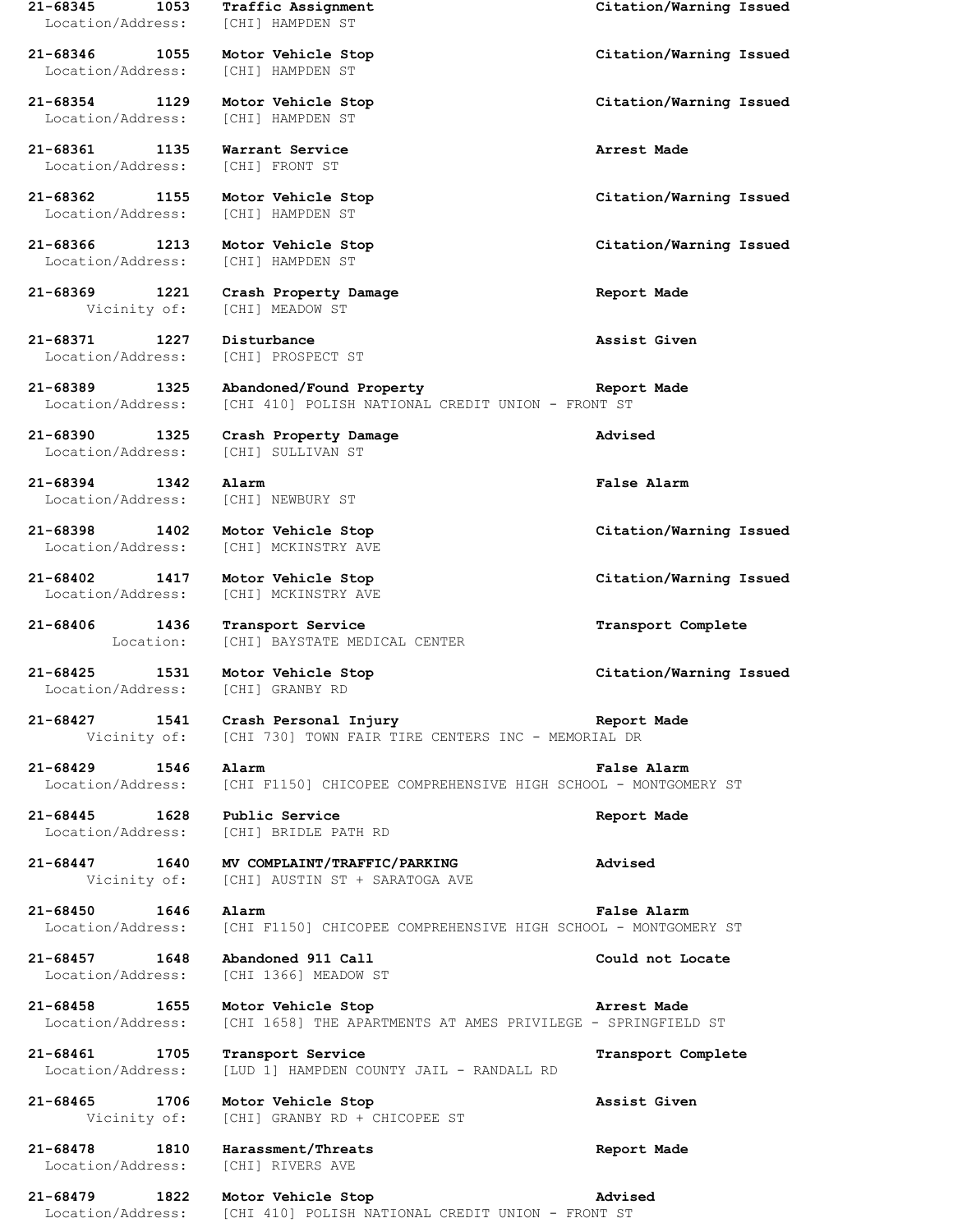**21-68345 1053 Traffic Assignment Citation/Warning Issued**
Location/Address: [CHI] HAMPDEN ST

**21-68346 1055 Motor Vehicle Stop Citation/Warning Issued**
Location/Address: [CHI] HAMPDEN ST

**21-68354 1129 Motor Vehicle Stop Citation/Warning Issued**
Location/Address: [CHI] HAMPDEN ST

**21-68361 1135 Warrant Service Arrest Made**
Location/Address: [CHI] FRONT ST

**21-68362 1155 Motor Vehicle Stop Citation/Warning Issued**
Location/Address: [CHI] HAMPDEN ST

**21-68366 1213 Motor Vehicle Stop Citation/Warning Issued**
Location/Address: [CHI] HAMPDEN ST

**21-68369 1221 Crash Property Damage Report Made**
Vicinity of: [CHI] MEADOW ST

**21-68371 1227 Disturbance Assist Given**
Location/Address: [CHI] PROSPECT ST

**21-68389 1325 Abandoned/Found Property Report Made**
Location/Address: [CHI 410] POLISH NATIONAL CREDIT UNION - FRONT ST

**21-68390 1325 Crash Property Damage Advised**
Location/Address: [CHI] SULLIVAN ST

**21-68394 1342 Alarm False Alarm**
Location/Address: [CHI] NEWBURY ST

**21-68398 1402 Motor Vehicle Stop Citation/Warning Issued**
Location/Address: [CHI] MCKINSTRY AVE

**21-68402 1417 Motor Vehicle Stop Citation/Warning Issued**
Location/Address: [CHI] MCKINSTRY AVE

**21-68406 1436 Transport Service Transport Complete**
Location: [CHI] BAYSTATE MEDICAL CENTER

**21-68425 1531 Motor Vehicle Stop Citation/Warning Issued**
Location/Address: [CHI] GRANBY RD

**21-68427 1541 Crash Personal Injury Report Made**
Vicinity of: [CHI 730] TOWN FAIR TIRE CENTERS INC - MEMORIAL DR

**21-68429 1546 Alarm False Alarm**
Location/Address: [CHI F1150] CHICOPEE COMPREHENSIVE HIGH SCHOOL - MONTGOMERY ST

**21-68445 1628 Public Service Report Made**
Location/Address: [CHI] BRIDLE PATH RD

**21-68447 1640 MV COMPLAINT/TRAFFIC/PARKING Advised**
Vicinity of: [CHI] AUSTIN ST + SARATOGA AVE

**21-68450 1646 Alarm False Alarm**
Location/Address: [CHI F1150] CHICOPEE COMPREHENSIVE HIGH SCHOOL - MONTGOMERY ST

**21-68457 1648 Abandoned 911 Call Could not Locate**
Location/Address: [CHI 1366] MEADOW ST

**21-68458 1655 Motor Vehicle Stop Arrest Made**
Location/Address: [CHI 1658] THE APARTMENTS AT AMES PRIVILEGE - SPRINGFIELD ST

**21-68461 1705 Transport Service Transport Complete**
Location/Address: [LUD 1] HAMPDEN COUNTY JAIL - RANDALL RD

**21-68465 1706 Motor Vehicle Stop Assist Given**
Vicinity of: [CHI] GRANBY RD + CHICOPEE ST

**21-68478 1810 Harassment/Threats Report Made**
Location/Address: [CHI] RIVERS AVE

**21-68479 1822 Motor Vehicle Stop Advised**
Location/Address: [CHI 410] POLISH NATIONAL CREDIT UNION - FRONT ST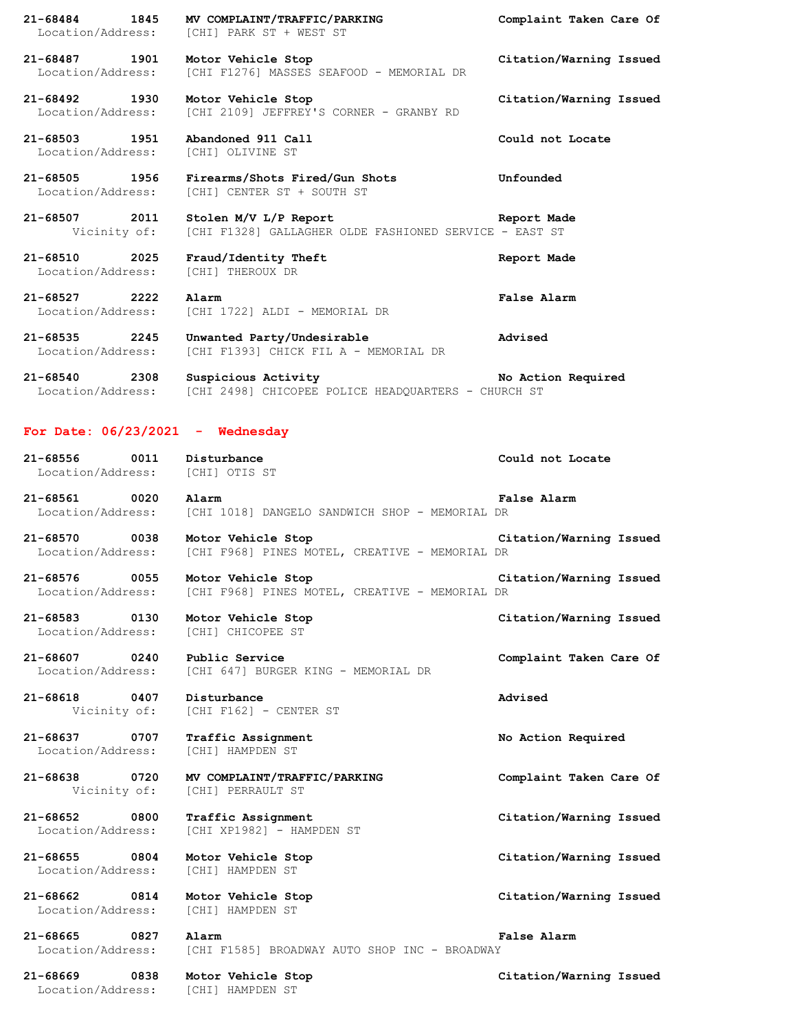**21-68484 1845 MV COMPLAINT/TRAFFIC/PARKING Complaint Taken Care Of**
Location/Address: [CHI] PARK ST + WEST ST

**21-68487 1901 Motor Vehicle Stop Citation/Warning Issued**
Location/Address: [CHI F1276] MASSES SEAFOOD - MEMORIAL DR

**21-68492 1930 Motor Vehicle Stop Citation/Warning Issued**
Location/Address: [CHI 2109] JEFFREY'S CORNER - GRANBY RD

**21-68503 1951 Abandoned 911 Call Could not Locate**
Location/Address: [CHI] OLIVINE ST

**21-68505 1956 Firearms/Shots Fired/Gun Shots Unfounded**
Location/Address: [CHI] CENTER ST + SOUTH ST

**21-68507 2011 Stolen M/V L/P Report Report Made**
Vicinity of: [CHI F1328] GALLAGHER OLDE FASHIONED SERVICE - EAST ST

**21-68510 2025 Fraud/Identity Theft Report Made**
Location/Address: [CHI] THEROUX DR

**21-68527 2222 Alarm False Alarm**
Location/Address: [CHI 1722] ALDI - MEMORIAL DR

**21-68535 2245 Unwanted Party/Undesirable Advised**
Location/Address: [CHI F1393] CHICK FIL A - MEMORIAL DR

**21-68540 2308 Suspicious Activity No Action Required**
Location/Address: [CHI 2498] CHICOPEE POLICE HEADQUARTERS - CHURCH ST

## For Date: 06/23/2021 - Wednesday

**21-68556 0011 Disturbance Could not Locate**
Location/Address: [CHI] OTIS ST

**21-68561 0020 Alarm False Alarm**
Location/Address: [CHI 1018] DANGELO SANDWICH SHOP - MEMORIAL DR

**21-68570 0038 Motor Vehicle Stop Citation/Warning Issued**
Location/Address: [CHI F968] PINES MOTEL, CREATIVE - MEMORIAL DR

**21-68576 0055 Motor Vehicle Stop Citation/Warning Issued**
Location/Address: [CHI F968] PINES MOTEL, CREATIVE - MEMORIAL DR

**21-68583 0130 Motor Vehicle Stop Citation/Warning Issued**
Location/Address: [CHI] CHICOPEE ST

**21-68607 0240 Public Service Complaint Taken Care Of**
Location/Address: [CHI 647] BURGER KING - MEMORIAL DR

**21-68618 0407 Disturbance Advised**
Vicinity of: [CHI F162] - CENTER ST

**21-68637 0707 Traffic Assignment No Action Required**
Location/Address: [CHI] HAMPDEN ST

**21-68638 0720 MV COMPLAINT/TRAFFIC/PARKING Complaint Taken Care Of**
Vicinity of: [CHI] PERRAULT ST

**21-68652 0800 Traffic Assignment Citation/Warning Issued**
Location/Address: [CHI XP1982] - HAMPDEN ST

**21-68655 0804 Motor Vehicle Stop Citation/Warning Issued**
Location/Address: [CHI] HAMPDEN ST

**21-68662 0814 Motor Vehicle Stop Citation/Warning Issued**
Location/Address: [CHI] HAMPDEN ST

**21-68665 0827 Alarm False Alarm**
Location/Address: [CHI F1585] BROADWAY AUTO SHOP INC - BROADWAY

**21-68669 0838 Motor Vehicle Stop Citation/Warning Issued**
Location/Address: [CHI] HAMPDEN ST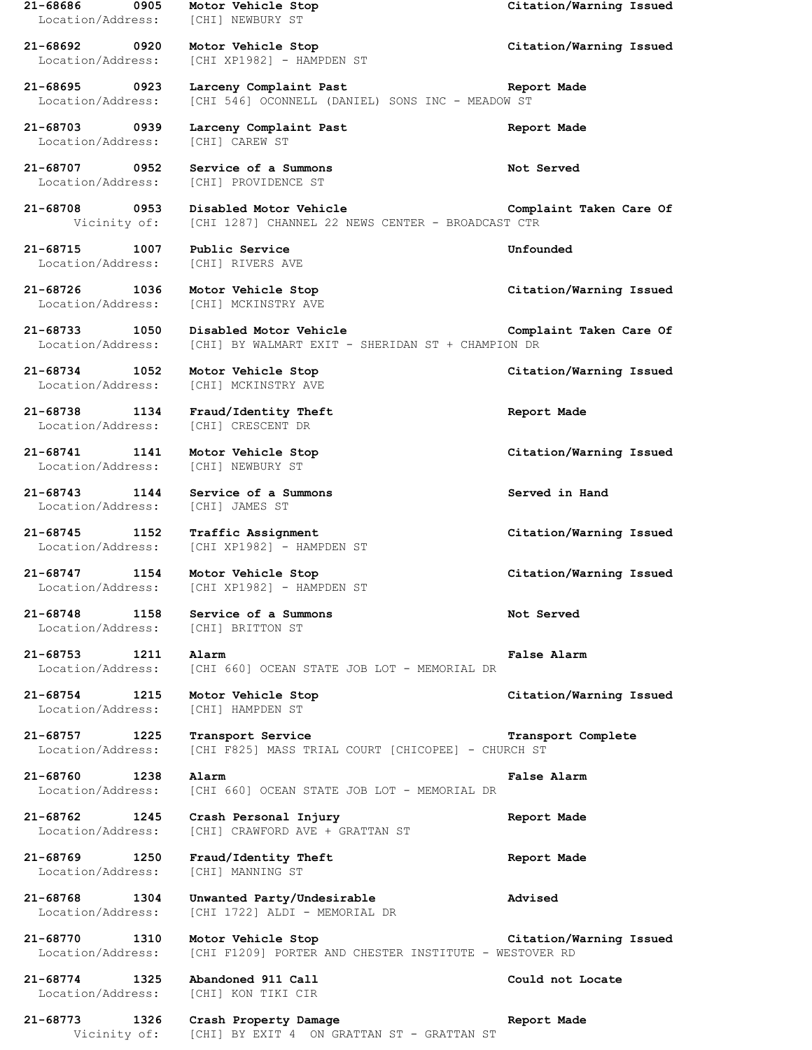**21-68686 0905 Motor Vehicle Stop Citation/Warning Issued**
Location/Address: [CHI] NEWBURY ST

**21-68692 0920 Motor Vehicle Stop Citation/Warning Issued**
Location/Address: [CHI XP1982] - HAMPDEN ST

**21-68695 0923 Larceny Complaint Past Report Made**
Location/Address: [CHI 546] OCONNELL (DANIEL) SONS INC - MEADOW ST

**21-68703 0939 Larceny Complaint Past Report Made**
Location/Address: [CHI] CAREW ST

**21-68707 0952 Service of a Summons Not Served**
Location/Address: [CHI] PROVIDENCE ST

**21-68708 0953 Disabled Motor Vehicle Complaint Taken Care Of**
Vicinity of: [CHI 1287] CHANNEL 22 NEWS CENTER - BROADCAST CTR

**21-68715 1007 Public Service Unfounded**
Location/Address: [CHI] RIVERS AVE

**21-68726 1036 Motor Vehicle Stop Citation/Warning Issued**
Location/Address: [CHI] MCKINSTRY AVE

**21-68733 1050 Disabled Motor Vehicle Complaint Taken Care Of**
Location/Address: [CHI] BY WALMART EXIT - SHERIDAN ST + CHAMPION DR

**21-68734 1052 Motor Vehicle Stop Citation/Warning Issued**
Location/Address: [CHI] MCKINSTRY AVE

**21-68738 1134 Fraud/Identity Theft Report Made**
Location/Address: [CHI] CRESCENT DR

**21-68741 1141 Motor Vehicle Stop Citation/Warning Issued**
Location/Address: [CHI] NEWBURY ST

**21-68743 1144 Service of a Summons Served in Hand**
Location/Address: [CHI] JAMES ST

**21-68745 1152 Traffic Assignment Citation/Warning Issued**
Location/Address: [CHI XP1982] - HAMPDEN ST

**21-68747 1154 Motor Vehicle Stop Citation/Warning Issued**
Location/Address: [CHI XP1982] - HAMPDEN ST

**21-68748 1158 Service of a Summons Not Served**
Location/Address: [CHI] BRITTON ST

**21-68753 1211 Alarm False Alarm**
Location/Address: [CHI 660] OCEAN STATE JOB LOT - MEMORIAL DR

**21-68754 1215 Motor Vehicle Stop Citation/Warning Issued**
Location/Address: [CHI] HAMPDEN ST

**21-68757 1225 Transport Service Transport Complete**
Location/Address: [CHI F825] MASS TRIAL COURT [CHICOPEE] - CHURCH ST

**21-68760 1238 Alarm False Alarm**
Location/Address: [CHI 660] OCEAN STATE JOB LOT - MEMORIAL DR

**21-68762 1245 Crash Personal Injury Report Made**
Location/Address: [CHI] CRAWFORD AVE + GRATTAN ST

**21-68769 1250 Fraud/Identity Theft Report Made**
Location/Address: [CHI] MANNING ST

**21-68768 1304 Unwanted Party/Undesirable Advised**
Location/Address: [CHI 1722] ALDI - MEMORIAL DR

**21-68770 1310 Motor Vehicle Stop Citation/Warning Issued**
Location/Address: [CHI F1209] PORTER AND CHESTER INSTITUTE - WESTOVER RD

**21-68774 1325 Abandoned 911 Call Could not Locate**
Location/Address: [CHI] KON TIKI CIR

**21-68773 1326 Crash Property Damage Report Made**
Vicinity of: [CHI] BY EXIT 4 ON GRATTAN ST - GRATTAN ST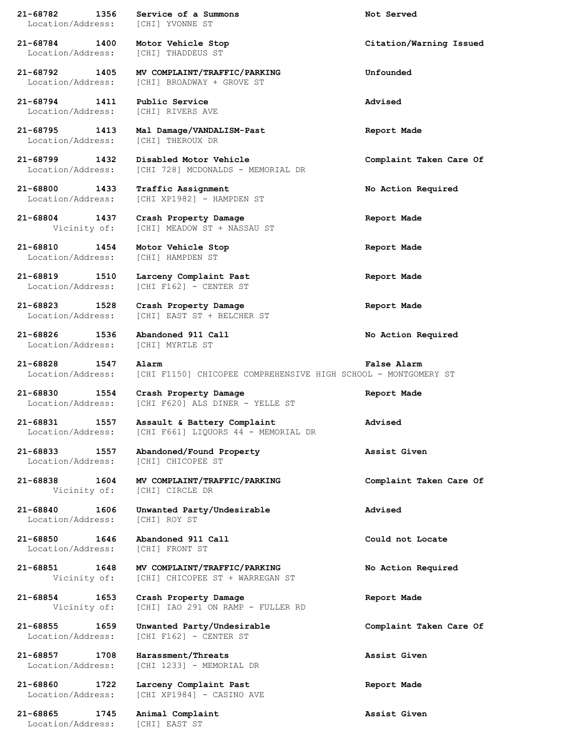**21-68782 1356 Service of a Summons** **Not Served**
Location/Address: [CHI] YVONNE ST

**21-68784 1400 Motor Vehicle Stop** **Citation/Warning Issued**
Location/Address: [CHI] THADDEUS ST

**21-68792 1405 MV COMPLAINT/TRAFFIC/PARKING** **Unfounded**
Location/Address: [CHI] BROADWAY + GROVE ST

**21-68794 1411 Public Service** **Advised**
Location/Address: [CHI] RIVERS AVE

**21-68795 1413 Mal Damage/VANDALISM-Past** **Report Made**
Location/Address: [CHI] THEROUX DR

**21-68799 1432 Disabled Motor Vehicle** **Complaint Taken Care Of**
Location/Address: [CHI 728] MCDONALDS - MEMORIAL DR

**21-68800 1433 Traffic Assignment** **No Action Required**
Location/Address: [CHI XP1982] - HAMPDEN ST

**21-68804 1437 Crash Property Damage** **Report Made**
Vicinity of: [CHI] MEADOW ST + NASSAU ST

**21-68810 1454 Motor Vehicle Stop** **Report Made**
Location/Address: [CHI] HAMPDEN ST

**21-68819 1510 Larceny Complaint Past** **Report Made**
Location/Address: [CHI F162] - CENTER ST

**21-68823 1528 Crash Property Damage** **Report Made**
Location/Address: [CHI] EAST ST + BELCHER ST

**21-68826 1536 Abandoned 911 Call** **No Action Required**
Location/Address: [CHI] MYRTLE ST

**21-68828 1547 Alarm** **False Alarm**
Location/Address: [CHI F1150] CHICOPEE COMPREHENSIVE HIGH SCHOOL - MONTGOMERY ST

**21-68830 1554 Crash Property Damage** **Report Made**
Location/Address: [CHI F620] ALS DINER - YELLE ST

**21-68831 1557 Assault & Battery Complaint** **Advised**
Location/Address: [CHI F661] LIQUORS 44 - MEMORIAL DR

**21-68833 1557 Abandoned/Found Property** **Assist Given**
Location/Address: [CHI] CHICOPEE ST

**21-68838 1604 MV COMPLAINT/TRAFFIC/PARKING** **Complaint Taken Care Of**
Vicinity of: [CHI] CIRCLE DR

**21-68840 1606 Unwanted Party/Undesirable** **Advised**
Location/Address: [CHI] ROY ST

**21-68850 1646 Abandoned 911 Call** **Could not Locate**
Location/Address: [CHI] FRONT ST

**21-68851 1648 MV COMPLAINT/TRAFFIC/PARKING** **No Action Required**
Vicinity of: [CHI] CHICOPEE ST + WARREGAN ST

**21-68854 1653 Crash Property Damage** **Report Made**
Vicinity of: [CHI] IAO 291 ON RAMP - FULLER RD

**21-68855 1659 Unwanted Party/Undesirable** **Complaint Taken Care Of**
Location/Address: [CHI F162] - CENTER ST

**21-68857 1708 Harassment/Threats** **Assist Given**
Location/Address: [CHI 1233] - MEMORIAL DR

**21-68860 1722 Larceny Complaint Past** **Report Made**
Location/Address: [CHI XP1984] - CASINO AVE

**21-68865 1745 Animal Complaint** **Assist Given**
Location/Address: [CHI] EAST ST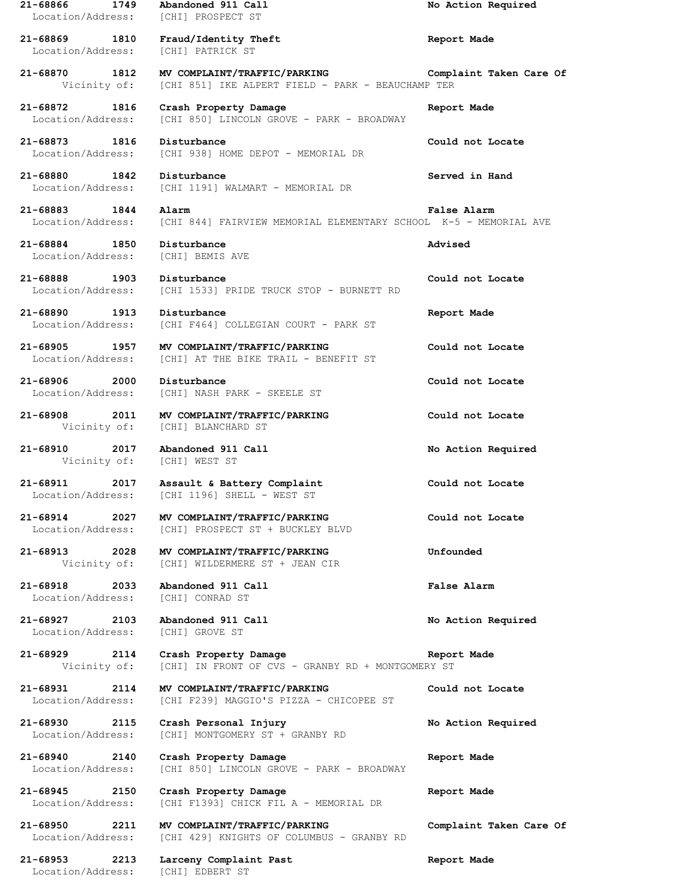**21-68866 1749 Abandoned 911 Call No Action Required**
Location/Address: [CHI] PROSPECT ST

**21-68869 1810 Fraud/Identity Theft Report Made**
Location/Address: [CHI] PATRICK ST

**21-68870 1812 MV COMPLAINT/TRAFFIC/PARKING Complaint Taken Care Of**
Vicinity of: [CHI 851] IKE ALPERT FIELD - PARK - BEAUCHAMP TER

**21-68872 1816 Crash Property Damage Report Made**
Location/Address: [CHI 850] LINCOLN GROVE - PARK - BROADWAY

**21-68873 1816 Disturbance Could not Locate**
Location/Address: [CHI 938] HOME DEPOT - MEMORIAL DR

**21-68880 1842 Disturbance Served in Hand**
Location/Address: [CHI 1191] WALMART - MEMORIAL DR

**21-68883 1844 Alarm False Alarm**
Location/Address: [CHI 844] FAIRVIEW MEMORIAL ELEMENTARY SCHOOL K-5 - MEMORIAL AVE

**21-68884 1850 Disturbance Advised**
Location/Address: [CHI] BEMIS AVE

**21-68888 1903 Disturbance Could not Locate**
Location/Address: [CHI 1533] PRIDE TRUCK STOP - BURNETT RD

**21-68890 1913 Disturbance Report Made**
Location/Address: [CHI F464] COLLEGIAN COURT - PARK ST

**21-68905 1957 MV COMPLAINT/TRAFFIC/PARKING Could not Locate**
Location/Address: [CHI] AT THE BIKE TRAIL - BENEFIT ST

**21-68906 2000 Disturbance Could not Locate**
Location/Address: [CHI] NASH PARK - SKEELE ST

**21-68908 2011 MV COMPLAINT/TRAFFIC/PARKING Could not Locate**
Vicinity of: [CHI] BLANCHARD ST

**21-68910 2017 Abandoned 911 Call No Action Required**
Vicinity of: [CHI] WEST ST

**21-68911 2017 Assault & Battery Complaint Could not Locate**
Location/Address: [CHI 1196] SHELL - WEST ST

**21-68914 2027 MV COMPLAINT/TRAFFIC/PARKING Could not Locate**
Location/Address: [CHI] PROSPECT ST + BUCKLEY BLVD

**21-68913 2028 MV COMPLAINT/TRAFFIC/PARKING Unfounded**
Vicinity of: [CHI] WILDERMERE ST + JEAN CIR

**21-68918 2033 Abandoned 911 Call False Alarm**
Location/Address: [CHI] CONRAD ST

**21-68927 2103 Abandoned 911 Call No Action Required**
Location/Address: [CHI] GROVE ST

**21-68929 2114 Crash Property Damage Report Made**
Vicinity of: [CHI] IN FRONT OF CVS - GRANBY RD + MONTGOMERY ST

**21-68931 2114 MV COMPLAINT/TRAFFIC/PARKING Could not Locate**
Location/Address: [CHI F239] MAGGIO'S PIZZA - CHICOPEE ST

**21-68930 2115 Crash Personal Injury No Action Required**
Location/Address: [CHI] MONTGOMERY ST + GRANBY RD

**21-68940 2140 Crash Property Damage Report Made**
Location/Address: [CHI 850] LINCOLN GROVE - PARK - BROADWAY

**21-68945 2150 Crash Property Damage Report Made**
Location/Address: [CHI F1393] CHICK FIL A - MEMORIAL DR

**21-68950 2211 MV COMPLAINT/TRAFFIC/PARKING Complaint Taken Care Of**
Location/Address: [CHI 429] KNIGHTS OF COLUMBUS - GRANBY RD

**21-68953 2213 Larceny Complaint Past Report Made**
Location/Address: [CHI] EDBERT ST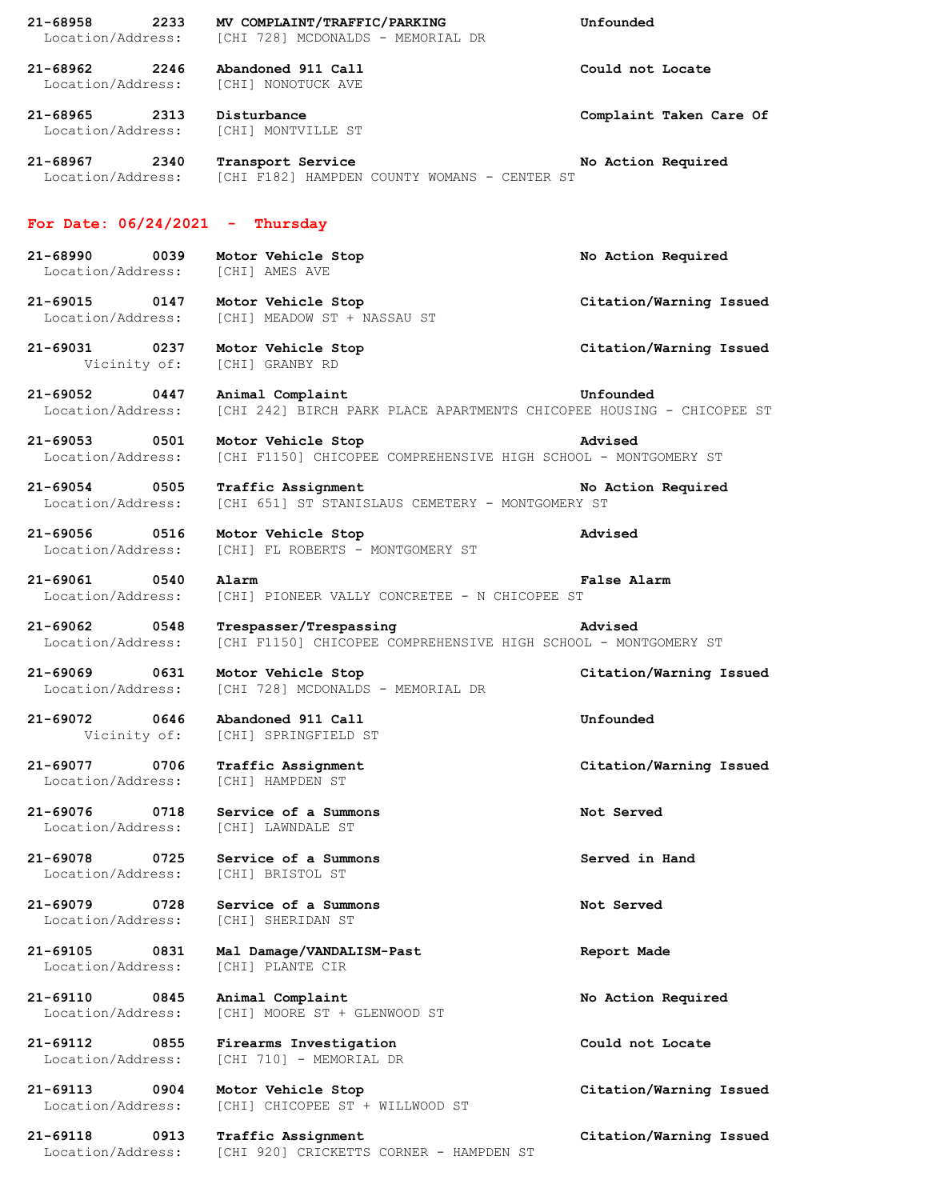**21-68958 2233 MV COMPLAINT/TRAFFIC/PARKING Unfounded**
Location/Address: [CHI 728] MCDONALDS - MEMORIAL DR

**21-68962 2246 Abandoned 911 Call Could not Locate**
Location/Address: [CHI] NONOTUCK AVE

**21-68965 2313 Disturbance Complaint Taken Care Of**
Location/Address: [CHI] MONTVILLE ST

**21-68967 2340 Transport Service No Action Required**
Location/Address: [CHI F182] HAMPDEN COUNTY WOMANS - CENTER ST

## For Date: 06/24/2021 - Thursday

**21-68990 0039 Motor Vehicle Stop No Action Required**
Location/Address: [CHI] AMES AVE

**21-69015 0147 Motor Vehicle Stop Citation/Warning Issued**
Location/Address: [CHI] MEADOW ST + NASSAU ST

**21-69031 0237 Motor Vehicle Stop Citation/Warning Issued**
Vicinity of: [CHI] GRANBY RD

**21-69052 0447 Animal Complaint Unfounded**
Location/Address: [CHI 242] BIRCH PARK PLACE APARTMENTS CHICOPEE HOUSING - CHICOPEE ST

**21-69053 0501 Motor Vehicle Stop Advised**
Location/Address: [CHI F1150] CHICOPEE COMPREHENSIVE HIGH SCHOOL - MONTGOMERY ST

**21-69054 0505 Traffic Assignment No Action Required**
Location/Address: [CHI 651] ST STANISLAUS CEMETERY - MONTGOMERY ST

**21-69056 0516 Motor Vehicle Stop Advised**
Location/Address: [CHI] FL ROBERTS - MONTGOMERY ST

**21-69061 0540 Alarm False Alarm**
Location/Address: [CHI] PIONEER VALLY CONCRETEE - N CHICOPEE ST

**21-69062 0548 Trespasser/Trespassing Advised**
Location/Address: [CHI F1150] CHICOPEE COMPREHENSIVE HIGH SCHOOL - MONTGOMERY ST

**21-69069 0631 Motor Vehicle Stop Citation/Warning Issued**
Location/Address: [CHI 728] MCDONALDS - MEMORIAL DR

**21-69072 0646 Abandoned 911 Call Unfounded**
Vicinity of: [CHI] SPRINGFIELD ST

**21-69077 0706 Traffic Assignment Citation/Warning Issued**
Location/Address: [CHI] HAMPDEN ST

**21-69076 0718 Service of a Summons Not Served**
Location/Address: [CHI] LAWNDALE ST

**21-69078 0725 Service of a Summons Served in Hand**
Location/Address: [CHI] BRISTOL ST

**21-69079 0728 Service of a Summons Not Served**
Location/Address: [CHI] SHERIDAN ST

**21-69105 0831 Mal Damage/VANDALISM-Past Report Made**
Location/Address: [CHI] PLANTE CIR

**21-69110 0845 Animal Complaint No Action Required**
Location/Address: [CHI] MOORE ST + GLENWOOD ST

**21-69112 0855 Firearms Investigation Could not Locate**
Location/Address: [CHI 710] - MEMORIAL DR

**21-69113 0904 Motor Vehicle Stop Citation/Warning Issued**
Location/Address: [CHI] CHICOPEE ST + WILLWOOD ST

**21-69118 0913 Traffic Assignment Citation/Warning Issued**
Location/Address: [CHI 920] CRICKETTS CORNER - HAMPDEN ST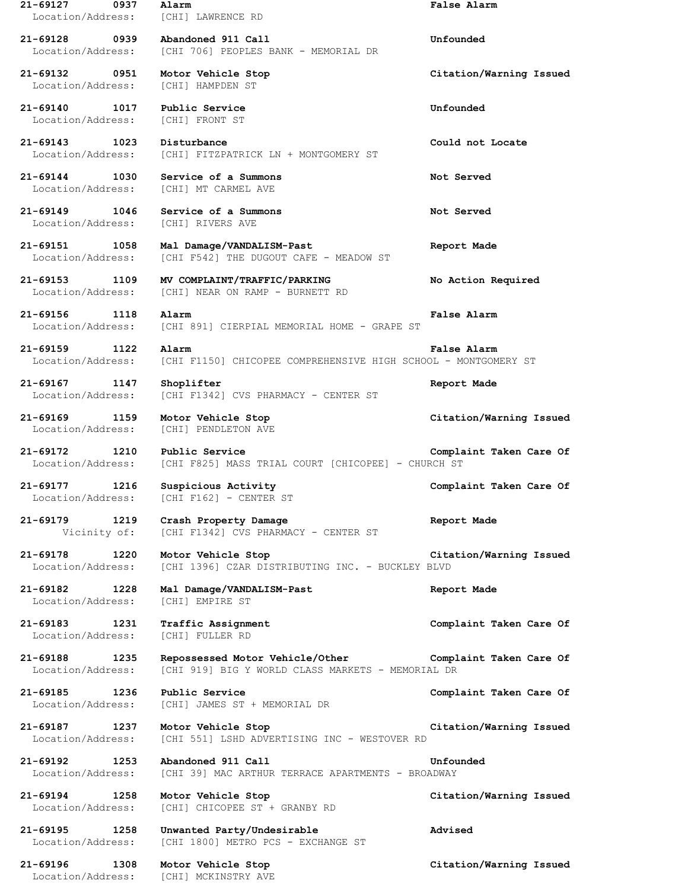**21-69127 0937 Alarm False Alarm**
Location/Address: [CHI] LAWRENCE RD

**21-69128 0939 Abandoned 911 Call Unfounded**
Location/Address: [CHI 706] PEOPLES BANK - MEMORIAL DR

**21-69132 0951 Motor Vehicle Stop Citation/Warning Issued**
Location/Address: [CHI] HAMPDEN ST

**21-69140 1017 Public Service Unfounded**
Location/Address: [CHI] FRONT ST

**21-69143 1023 Disturbance Could not Locate**
Location/Address: [CHI] FITZPATRICK LN + MONTGOMERY ST

**21-69144 1030 Service of a Summons Not Served**
Location/Address: [CHI] MT CARMEL AVE

**21-69149 1046 Service of a Summons Not Served**
Location/Address: [CHI] RIVERS AVE

**21-69151 1058 Mal Damage/VANDALISM-Past Report Made**
Location/Address: [CHI F542] THE DUGOUT CAFE - MEADOW ST

**21-69153 1109 MV COMPLAINT/TRAFFIC/PARKING No Action Required**
Location/Address: [CHI] NEAR ON RAMP - BURNETT RD

**21-69156 1118 Alarm False Alarm**
Location/Address: [CHI 891] CIERPIAL MEMORIAL HOME - GRAPE ST

**21-69159 1122 Alarm False Alarm**
Location/Address: [CHI F1150] CHICOPEE COMPREHENSIVE HIGH SCHOOL - MONTGOMERY ST

**21-69167 1147 Shoplifter Report Made**
Location/Address: [CHI F1342] CVS PHARMACY - CENTER ST

**21-69169 1159 Motor Vehicle Stop Citation/Warning Issued**
Location/Address: [CHI] PENDLETON AVE

**21-69172 1210 Public Service Complaint Taken Care Of**
Location/Address: [CHI F825] MASS TRIAL COURT [CHICOPEE] - CHURCH ST

**21-69177 1216 Suspicious Activity Complaint Taken Care Of**
Location/Address: [CHI F162] - CENTER ST

**21-69179 1219 Crash Property Damage Report Made**
Vicinity of: [CHI F1342] CVS PHARMACY - CENTER ST

**21-69178 1220 Motor Vehicle Stop Citation/Warning Issued**
Location/Address: [CHI 1396] CZAR DISTRIBUTING INC. - BUCKLEY BLVD

**21-69182 1228 Mal Damage/VANDALISM-Past Report Made**
Location/Address: [CHI] EMPIRE ST

**21-69183 1231 Traffic Assignment Complaint Taken Care Of**
Location/Address: [CHI] FULLER RD

**21-69188 1235 Repossessed Motor Vehicle/Other Complaint Taken Care Of**
Location/Address: [CHI 919] BIG Y WORLD CLASS MARKETS - MEMORIAL DR

**21-69185 1236 Public Service Complaint Taken Care Of**
Location/Address: [CHI] JAMES ST + MEMORIAL DR

**21-69187 1237 Motor Vehicle Stop Citation/Warning Issued**
Location/Address: [CHI 551] LSHD ADVERTISING INC - WESTOVER RD

**21-69192 1253 Abandoned 911 Call Unfounded**
Location/Address: [CHI 39] MAC ARTHUR TERRACE APARTMENTS - BROADWAY

**21-69194 1258 Motor Vehicle Stop Citation/Warning Issued**
Location/Address: [CHI] CHICOPEE ST + GRANBY RD

**21-69195 1258 Unwanted Party/Undesirable Advised**
Location/Address: [CHI 1800] METRO PCS - EXCHANGE ST

**21-69196 1308 Motor Vehicle Stop Citation/Warning Issued**
Location/Address: [CHI] MCKINSTRY AVE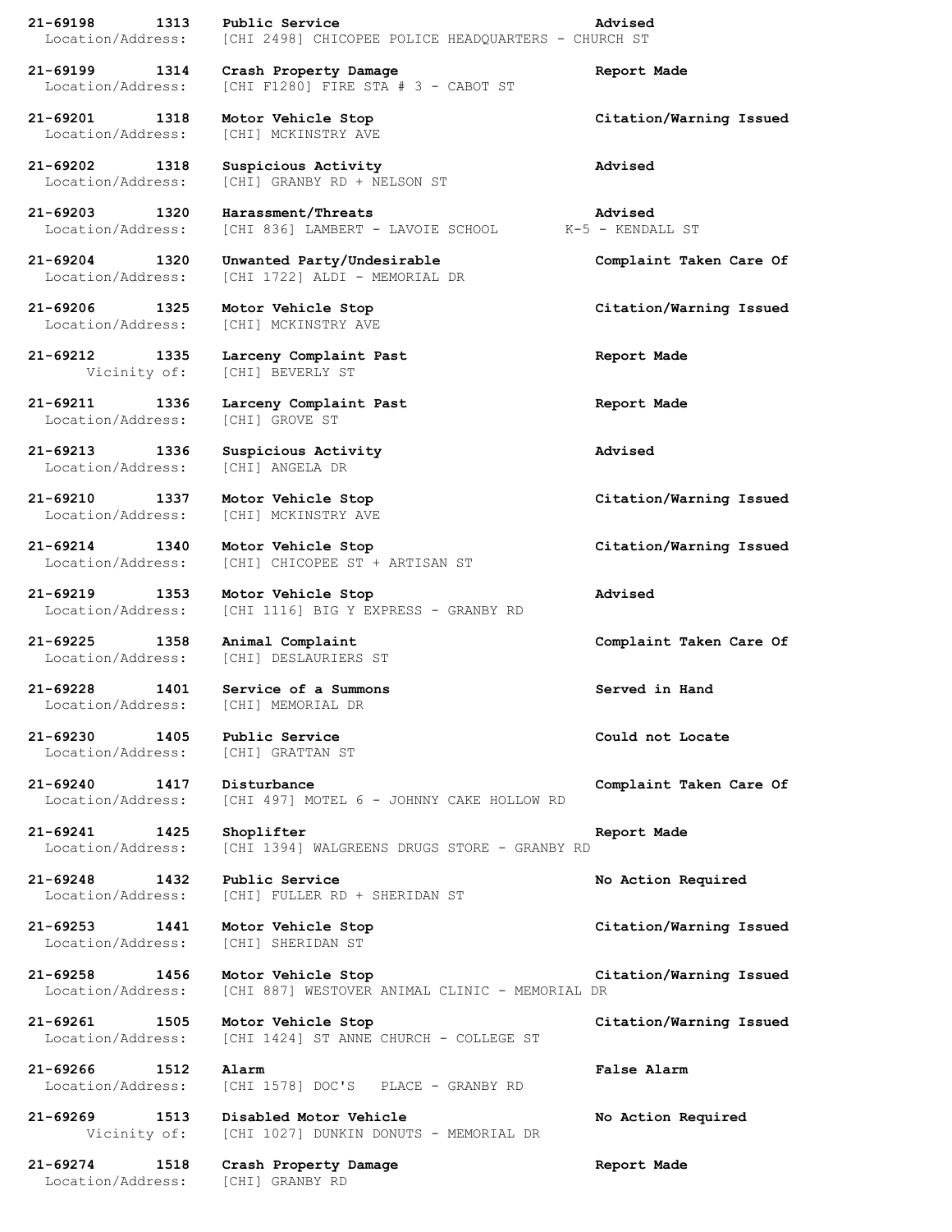**21-69198 1313 Public Service Advised**
Location/Address: [CHI 2498] CHICOPEE POLICE HEADQUARTERS - CHURCH ST

**21-69199 1314 Crash Property Damage Report Made**
Location/Address: [CHI F1280] FIRE STA # 3 - CABOT ST

**21-69201 1318 Motor Vehicle Stop Citation/Warning Issued**
Location/Address: [CHI] MCKINSTRY AVE

**21-69202 1318 Suspicious Activity Advised**
Location/Address: [CHI] GRANBY RD + NELSON ST

**21-69203 1320 Harassment/Threats Advised**
Location/Address: [CHI 836] LAMBERT - LAVOIE SCHOOL K-5 - KENDALL ST

**21-69204 1320 Unwanted Party/Undesirable Complaint Taken Care Of**
Location/Address: [CHI 1722] ALDI - MEMORIAL DR

**21-69206 1325 Motor Vehicle Stop Citation/Warning Issued**
Location/Address: [CHI] MCKINSTRY AVE

**21-69212 1335 Larceny Complaint Past Report Made**
Vicinity of: [CHI] BEVERLY ST

**21-69211 1336 Larceny Complaint Past Report Made**
Location/Address: [CHI] GROVE ST

**21-69213 1336 Suspicious Activity Advised**
Location/Address: [CHI] ANGELA DR

**21-69210 1337 Motor Vehicle Stop Citation/Warning Issued**
Location/Address: [CHI] MCKINSTRY AVE

**21-69214 1340 Motor Vehicle Stop Citation/Warning Issued**
Location/Address: [CHI] CHICOPEE ST + ARTISAN ST

**21-69219 1353 Motor Vehicle Stop Advised**
Location/Address: [CHI 1116] BIG Y EXPRESS - GRANBY RD

**21-69225 1358 Animal Complaint Complaint Taken Care Of**
Location/Address: [CHI] DESLAURIERS ST

**21-69228 1401 Service of a Summons Served in Hand**
Location/Address: [CHI] MEMORIAL DR

**21-69230 1405 Public Service Could not Locate**
Location/Address: [CHI] GRATTAN ST

**21-69240 1417 Disturbance Complaint Taken Care Of**
Location/Address: [CHI 497] MOTEL 6 - JOHNNY CAKE HOLLOW RD

**21-69241 1425 Shoplifter Report Made**
Location/Address: [CHI 1394] WALGREENS DRUGS STORE - GRANBY RD

**21-69248 1432 Public Service No Action Required**
Location/Address: [CHI] FULLER RD + SHERIDAN ST

**21-69253 1441 Motor Vehicle Stop Citation/Warning Issued**
Location/Address: [CHI] SHERIDAN ST

**21-69258 1456 Motor Vehicle Stop Citation/Warning Issued**
Location/Address: [CHI 887] WESTOVER ANIMAL CLINIC - MEMORIAL DR

**21-69261 1505 Motor Vehicle Stop Citation/Warning Issued**
Location/Address: [CHI 1424] ST ANNE CHURCH - COLLEGE ST

**21-69266 1512 Alarm False Alarm**
Location/Address: [CHI 1578] DOC'S PLACE - GRANBY RD

**21-69269 1513 Disabled Motor Vehicle No Action Required**
Vicinity of: [CHI 1027] DUNKIN DONUTS - MEMORIAL DR

**21-69274 1518 Crash Property Damage Report Made**
Location/Address: [CHI] GRANBY RD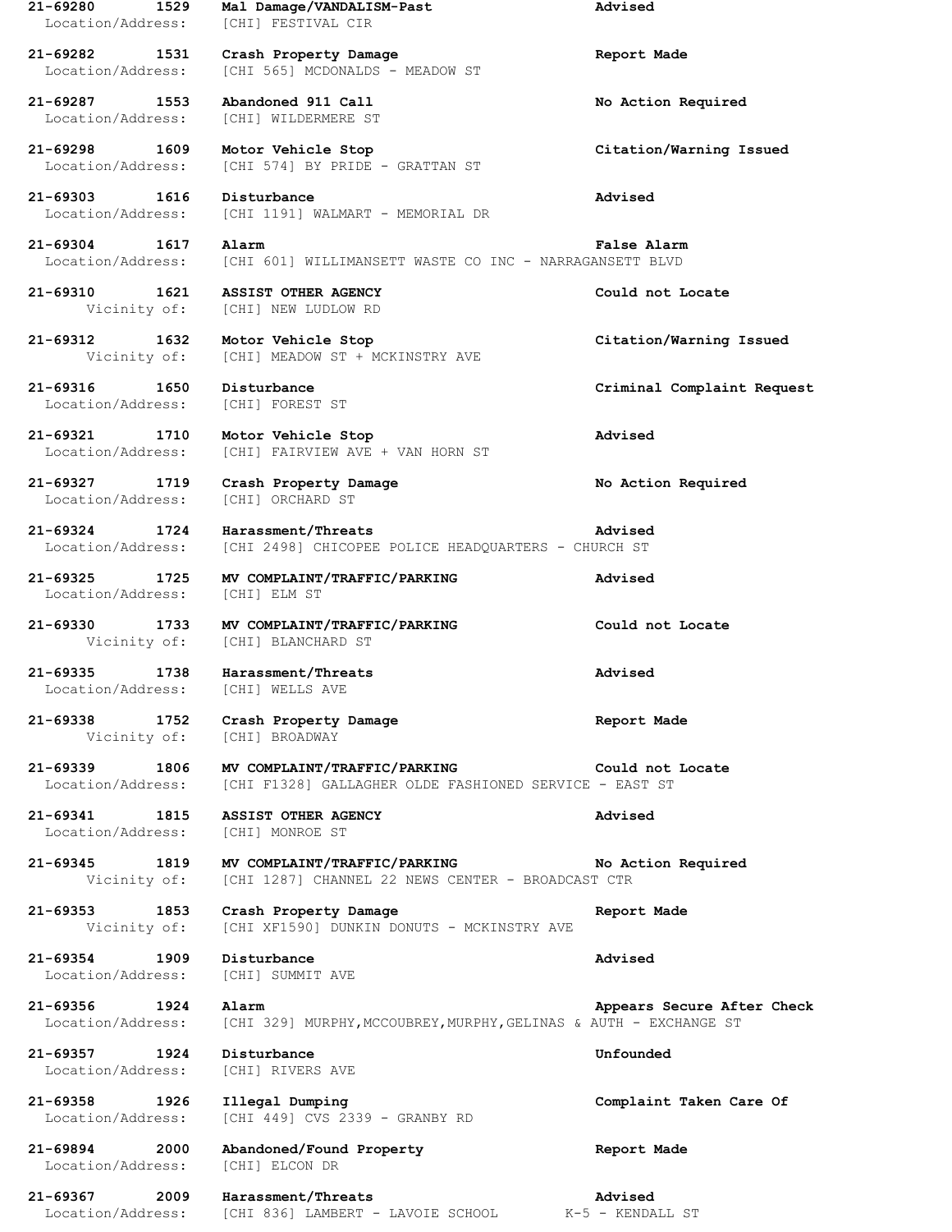**21-69280 1529 Mal Damage/VANDALISM-Past Advised**
Location/Address: [CHI] FESTIVAL CIR

**21-69282 1531 Crash Property Damage Report Made**
Location/Address: [CHI 565] MCDONALDS - MEADOW ST

**21-69287 1553 Abandoned 911 Call No Action Required**
Location/Address: [CHI] WILDERMERE ST

**21-69298 1609 Motor Vehicle Stop Citation/Warning Issued**
Location/Address: [CHI 574] BY PRIDE - GRATTAN ST

**21-69303 1616 Disturbance Advised**
Location/Address: [CHI 1191] WALMART - MEMORIAL DR

**21-69304 1617 Alarm False Alarm**
Location/Address: [CHI 601] WILLIMANSETT WASTE CO INC - NARRAGANSETT BLVD

**21-69310 1621 ASSIST OTHER AGENCY Could not Locate**
Vicinity of: [CHI] NEW LUDLOW RD

**21-69312 1632 Motor Vehicle Stop Citation/Warning Issued**
Vicinity of: [CHI] MEADOW ST + MCKINSTRY AVE

**21-69316 1650 Disturbance Criminal Complaint Request**
Location/Address: [CHI] FOREST ST

**21-69321 1710 Motor Vehicle Stop Advised**
Location/Address: [CHI] FAIRVIEW AVE + VAN HORN ST

**21-69327 1719 Crash Property Damage No Action Required**
Location/Address: [CHI] ORCHARD ST

**21-69324 1724 Harassment/Threats Advised**
Location/Address: [CHI 2498] CHICOPEE POLICE HEADQUARTERS - CHURCH ST

**21-69325 1725 MV COMPLAINT/TRAFFIC/PARKING Advised**
Location/Address: [CHI] ELM ST

**21-69330 1733 MV COMPLAINT/TRAFFIC/PARKING Could not Locate**
Vicinity of: [CHI] BLANCHARD ST

**21-69335 1738 Harassment/Threats Advised**
Location/Address: [CHI] WELLS AVE

**21-69338 1752 Crash Property Damage Report Made**
Vicinity of: [CHI] BROADWAY

**21-69339 1806 MV COMPLAINT/TRAFFIC/PARKING Could not Locate**
Location/Address: [CHI F1328] GALLAGHER OLDE FASHIONED SERVICE - EAST ST

**21-69341 1815 ASSIST OTHER AGENCY Advised**
Location/Address: [CHI] MONROE ST

**21-69345 1819 MV COMPLAINT/TRAFFIC/PARKING No Action Required**
Vicinity of: [CHI 1287] CHANNEL 22 NEWS CENTER - BROADCAST CTR

**21-69353 1853 Crash Property Damage Report Made**
Vicinity of: [CHI XF1590] DUNKIN DONUTS - MCKINSTRY AVE

**21-69354 1909 Disturbance Advised**
Location/Address: [CHI] SUMMIT AVE

**21-69356 1924 Alarm Appears Secure After Check**
Location/Address: [CHI 329] MURPHY,MCCOUBREY,MURPHY,GELINAS & AUTH - EXCHANGE ST

**21-69357 1924 Disturbance Unfounded**
Location/Address: [CHI] RIVERS AVE

**21-69358 1926 Illegal Dumping Complaint Taken Care Of**
Location/Address: [CHI 449] CVS 2339 - GRANBY RD

**21-69894 2000 Abandoned/Found Property Report Made**
Location/Address: [CHI] ELCON DR

**21-69367 2009 Harassment/Threats Advised**
Location/Address: [CHI 836] LAMBERT - LAVOIE SCHOOL K-5 - KENDALL ST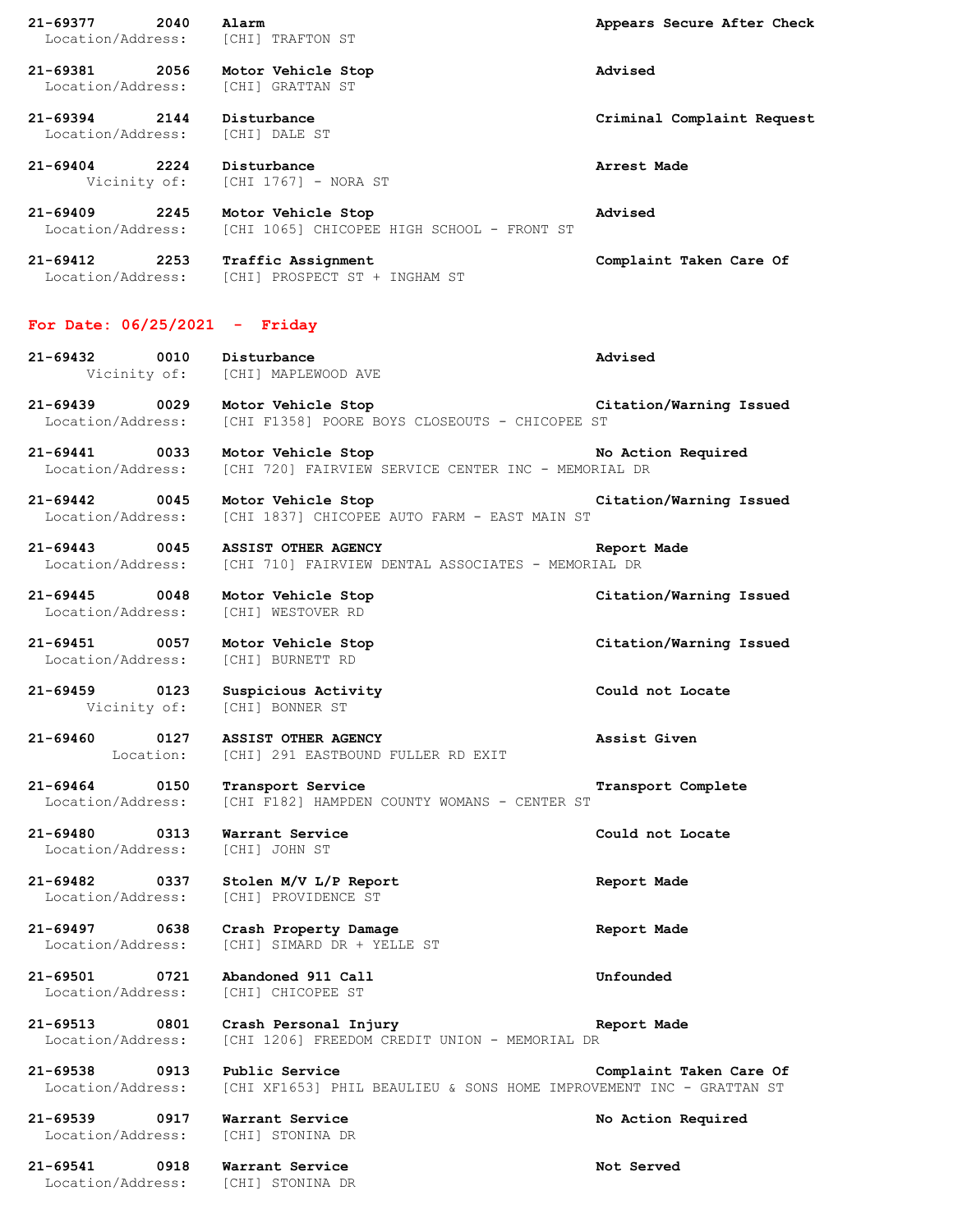**21-69377 2040 Alarm** **Appears Secure After Check**
Location/Address: [CHI] TRAFTON ST

**21-69381 2056 Motor Vehicle Stop** **Advised**
Location/Address: [CHI] GRATTAN ST

**21-69394 2144 Disturbance** **Criminal Complaint Request**
Location/Address: [CHI] DALE ST

**21-69404 2224 Disturbance** **Arrest Made**
Vicinity of: [CHI 1767] - NORA ST

**21-69409 2245 Motor Vehicle Stop** **Advised**
Location/Address: [CHI 1065] CHICOPEE HIGH SCHOOL - FRONT ST

**21-69412 2253 Traffic Assignment** **Complaint Taken Care Of**
Location/Address: [CHI] PROSPECT ST + INGHAM ST

## For Date: 06/25/2021 - Friday

**21-69432 0010 Disturbance** **Advised**
Vicinity of: [CHI] MAPLEWOOD AVE

**21-69439 0029 Motor Vehicle Stop** **Citation/Warning Issued**
Location/Address: [CHI F1358] POORE BOYS CLOSEOUTS - CHICOPEE ST

**21-69441 0033 Motor Vehicle Stop** **No Action Required**
Location/Address: [CHI 720] FAIRVIEW SERVICE CENTER INC - MEMORIAL DR

**21-69442 0045 Motor Vehicle Stop** **Citation/Warning Issued**
Location/Address: [CHI 1837] CHICOPEE AUTO FARM - EAST MAIN ST

**21-69443 0045 ASSIST OTHER AGENCY** **Report Made**
Location/Address: [CHI 710] FAIRVIEW DENTAL ASSOCIATES - MEMORIAL DR

**21-69445 0048 Motor Vehicle Stop** **Citation/Warning Issued**
Location/Address: [CHI] WESTOVER RD

**21-69451 0057 Motor Vehicle Stop** **Citation/Warning Issued**
Location/Address: [CHI] BURNETT RD

**21-69459 0123 Suspicious Activity** **Could not Locate**
Vicinity of: [CHI] BONNER ST

**21-69460 0127 ASSIST OTHER AGENCY** **Assist Given**
Location: [CHI] 291 EASTBOUND FULLER RD EXIT

**21-69464 0150 Transport Service** **Transport Complete**
Location/Address: [CHI F182] HAMPDEN COUNTY WOMANS - CENTER ST

**21-69480 0313 Warrant Service** **Could not Locate**
Location/Address: [CHI] JOHN ST

**21-69482 0337 Stolen M/V L/P Report** **Report Made**
Location/Address: [CHI] PROVIDENCE ST

**21-69497 0638 Crash Property Damage** **Report Made**
Location/Address: [CHI] SIMARD DR + YELLE ST

**21-69501 0721 Abandoned 911 Call** **Unfounded**
Location/Address: [CHI] CHICOPEE ST

**21-69513 0801 Crash Personal Injury** **Report Made**
Location/Address: [CHI 1206] FREEDOM CREDIT UNION - MEMORIAL DR

**21-69538 0913 Public Service** **Complaint Taken Care Of**
Location/Address: [CHI XF1653] PHIL BEAULIEU & SONS HOME IMPROVEMENT INC - GRATTAN ST

**21-69539 0917 Warrant Service** **No Action Required**
Location/Address: [CHI] STONINA DR

**21-69541 0918 Warrant Service** **Not Served**
Location/Address: [CHI] STONINA DR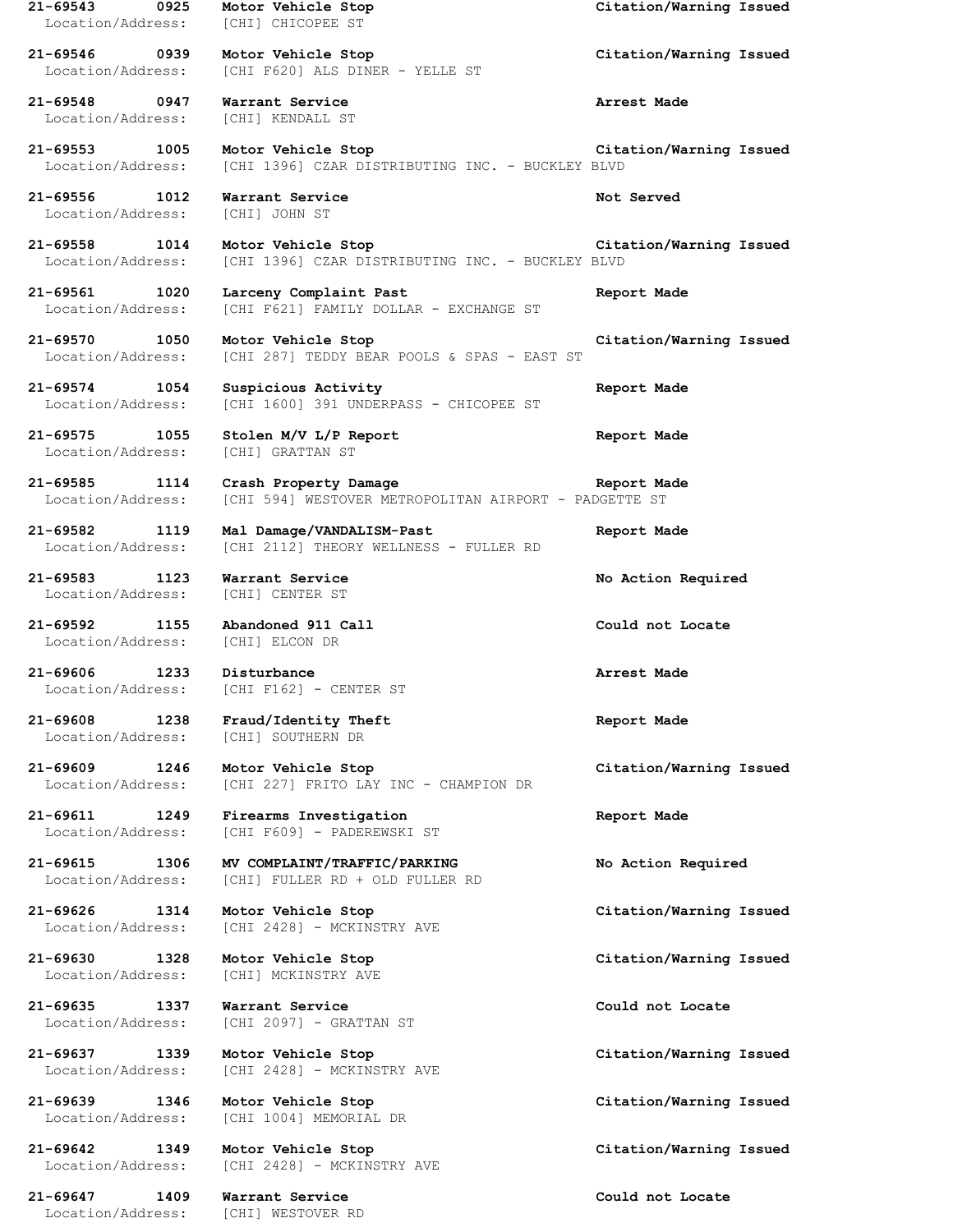**21-69543 0925 Motor Vehicle Stop Citation/Warning Issued**
Location/Address: [CHI] CHICOPEE ST

**21-69546 0939 Motor Vehicle Stop Citation/Warning Issued**
Location/Address: [CHI F620] ALS DINER - YELLE ST

**21-69548 0947 Warrant Service Arrest Made**
Location/Address: [CHI] KENDALL ST

**21-69553 1005 Motor Vehicle Stop Citation/Warning Issued**
Location/Address: [CHI 1396] CZAR DISTRIBUTING INC. - BUCKLEY BLVD

**21-69556 1012 Warrant Service Not Served**
Location/Address: [CHI] JOHN ST

**21-69558 1014 Motor Vehicle Stop Citation/Warning Issued**
Location/Address: [CHI 1396] CZAR DISTRIBUTING INC. - BUCKLEY BLVD

**21-69561 1020 Larceny Complaint Past Report Made**
Location/Address: [CHI F621] FAMILY DOLLAR - EXCHANGE ST

**21-69570 1050 Motor Vehicle Stop Citation/Warning Issued**
Location/Address: [CHI 287] TEDDY BEAR POOLS & SPAS - EAST ST

**21-69574 1054 Suspicious Activity Report Made**
Location/Address: [CHI 1600] 391 UNDERPASS - CHICOPEE ST

**21-69575 1055 Stolen M/V L/P Report Report Made**
Location/Address: [CHI] GRATTAN ST

**21-69585 1114 Crash Property Damage Report Made**
Location/Address: [CHI 594] WESTOVER METROPOLITAN AIRPORT - PADGETTE ST

**21-69582 1119 Mal Damage/VANDALISM-Past Report Made**
Location/Address: [CHI 2112] THEORY WELLNESS - FULLER RD

**21-69583 1123 Warrant Service No Action Required**
Location/Address: [CHI] CENTER ST

**21-69592 1155 Abandoned 911 Call Could not Locate**
Location/Address: [CHI] ELCON DR

**21-69606 1233 Disturbance Arrest Made**
Location/Address: [CHI F162] - CENTER ST

**21-69608 1238 Fraud/Identity Theft Report Made**
Location/Address: [CHI] SOUTHERN DR

**21-69609 1246 Motor Vehicle Stop Citation/Warning Issued**
Location/Address: [CHI 227] FRITO LAY INC - CHAMPION DR

**21-69611 1249 Firearms Investigation Report Made**
Location/Address: [CHI F609] - PADEREWSKI ST

**21-69615 1306 MV COMPLAINT/TRAFFIC/PARKING No Action Required**
Location/Address: [CHI] FULLER RD + OLD FULLER RD

**21-69626 1314 Motor Vehicle Stop Citation/Warning Issued**
Location/Address: [CHI 2428] - MCKINSTRY AVE

**21-69630 1328 Motor Vehicle Stop Citation/Warning Issued**
Location/Address: [CHI] MCKINSTRY AVE

**21-69635 1337 Warrant Service Could not Locate**
Location/Address: [CHI 2097] - GRATTAN ST

**21-69637 1339 Motor Vehicle Stop Citation/Warning Issued**
Location/Address: [CHI 2428] - MCKINSTRY AVE

**21-69639 1346 Motor Vehicle Stop Citation/Warning Issued**
Location/Address: [CHI 1004] MEMORIAL DR

**21-69642 1349 Motor Vehicle Stop Citation/Warning Issued**
Location/Address: [CHI 2428] - MCKINSTRY AVE

**21-69647 1409 Warrant Service Could not Locate**
Location/Address: [CHI] WESTOVER RD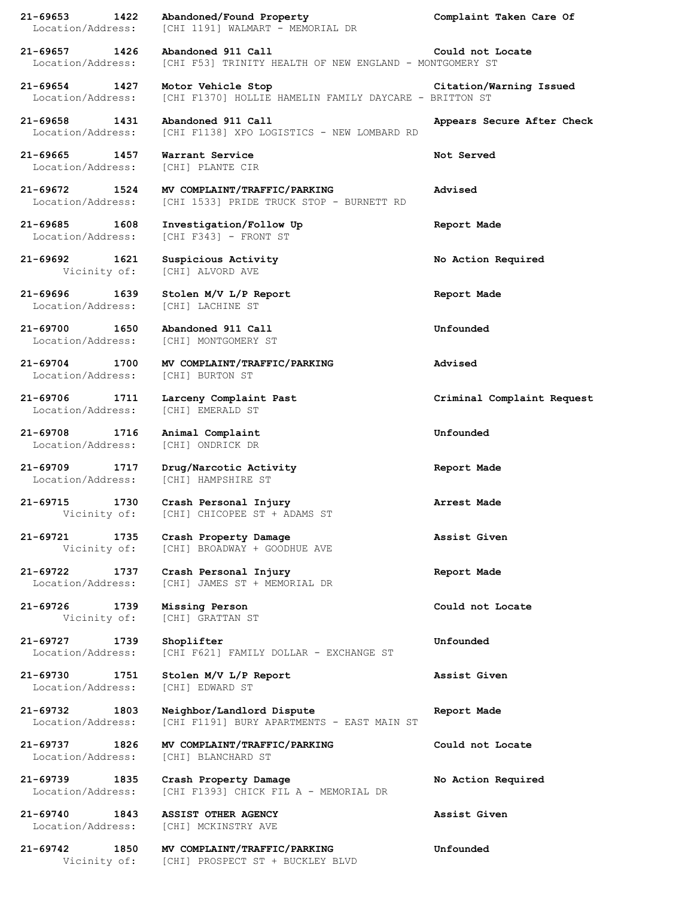**21-69653 1422 Abandoned/Found Property** **Complaint Taken Care Of**
Location/Address: [CHI 1191] WALMART - MEMORIAL DR

**21-69657 1426 Abandoned 911 Call** **Could not Locate**
Location/Address: [CHI F53] TRINITY HEALTH OF NEW ENGLAND - MONTGOMERY ST

**21-69654 1427 Motor Vehicle Stop** **Citation/Warning Issued**
Location/Address: [CHI F1370] HOLLIE HAMELIN FAMILY DAYCARE - BRITTON ST

**21-69658 1431 Abandoned 911 Call** **Appears Secure After Check**
Location/Address: [CHI F1138] XPO LOGISTICS - NEW LOMBARD RD

**21-69665 1457 Warrant Service** **Not Served**
Location/Address: [CHI] PLANTE CIR

**21-69672 1524 MV COMPLAINT/TRAFFIC/PARKING** **Advised**
Location/Address: [CHI 1533] PRIDE TRUCK STOP - BURNETT RD

**21-69685 1608 Investigation/Follow Up** **Report Made**
Location/Address: [CHI F343] - FRONT ST

**21-69692 1621 Suspicious Activity** **No Action Required**
Vicinity of: [CHI] ALVORD AVE

**21-69696 1639 Stolen M/V L/P Report** **Report Made**
Location/Address: [CHI] LACHINE ST

**21-69700 1650 Abandoned 911 Call** **Unfounded**
Location/Address: [CHI] MONTGOMERY ST

**21-69704 1700 MV COMPLAINT/TRAFFIC/PARKING** **Advised**
Location/Address: [CHI] BURTON ST

**21-69706 1711 Larceny Complaint Past** **Criminal Complaint Request**
Location/Address: [CHI] EMERALD ST

**21-69708 1716 Animal Complaint** **Unfounded**
Location/Address: [CHI] ONDRICK DR

**21-69709 1717 Drug/Narcotic Activity** **Report Made**
Location/Address: [CHI] HAMPSHIRE ST

**21-69715 1730 Crash Personal Injury** **Arrest Made**
Vicinity of: [CHI] CHICOPEE ST + ADAMS ST

**21-69721 1735 Crash Property Damage** **Assist Given**
Vicinity of: [CHI] BROADWAY + GOODHUE AVE

**21-69722 1737 Crash Personal Injury** **Report Made**
Location/Address: [CHI] JAMES ST + MEMORIAL DR

**21-69726 1739 Missing Person** **Could not Locate**
Vicinity of: [CHI] GRATTAN ST

**21-69727 1739 Shoplifter** **Unfounded**
Location/Address: [CHI F621] FAMILY DOLLAR - EXCHANGE ST

**21-69730 1751 Stolen M/V L/P Report** **Assist Given**
Location/Address: [CHI] EDWARD ST

**21-69732 1803 Neighbor/Landlord Dispute** **Report Made**
Location/Address: [CHI F1191] BURY APARTMENTS - EAST MAIN ST

**21-69737 1826 MV COMPLAINT/TRAFFIC/PARKING** **Could not Locate**
Location/Address: [CHI] BLANCHARD ST

**21-69739 1835 Crash Property Damage** **No Action Required**
Location/Address: [CHI F1393] CHICK FIL A - MEMORIAL DR

**21-69740 1843 ASSIST OTHER AGENCY** **Assist Given**
Location/Address: [CHI] MCKINSTRY AVE

**21-69742 1850 MV COMPLAINT/TRAFFIC/PARKING** **Unfounded**
Vicinity of: [CHI] PROSPECT ST + BUCKLEY BLVD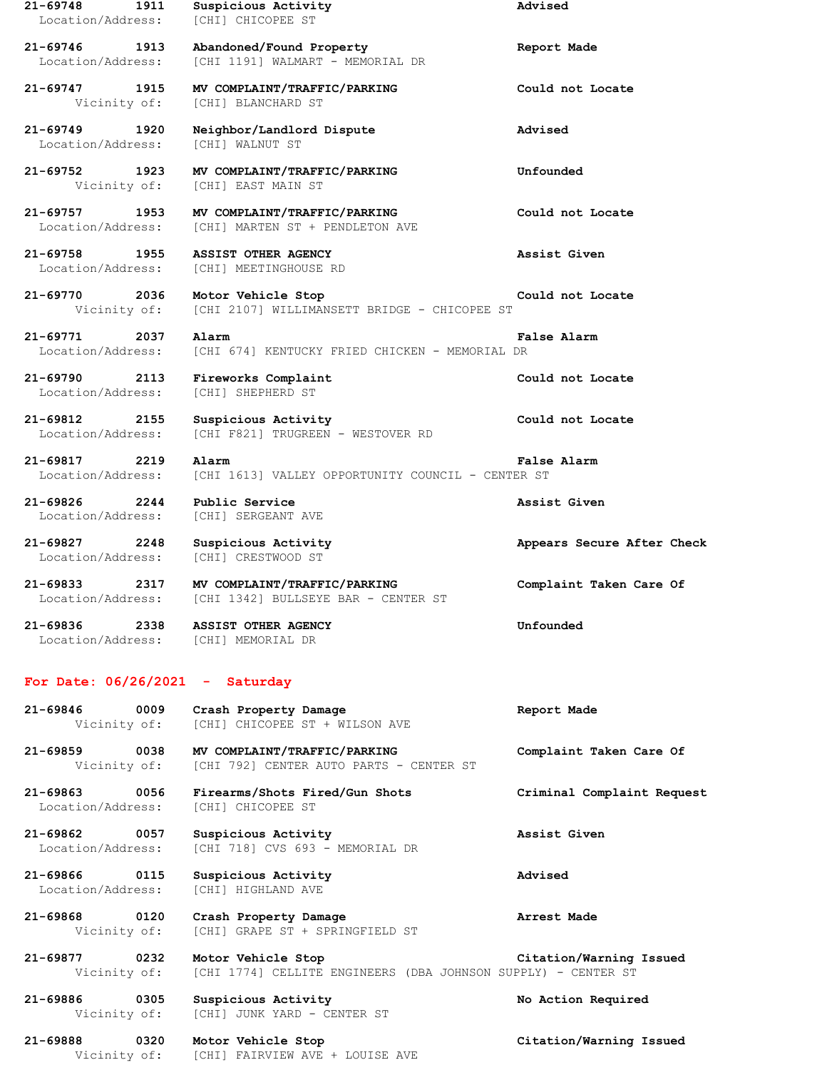**21-69748** 1911 **Suspicious Activity** **Advised**
Location/Address: [CHI] CHICOPEE ST

**21-69746** 1913 **Abandoned/Found Property** **Report Made**
Location/Address: [CHI 1191] WALMART - MEMORIAL DR

**21-69747** 1915 **MV COMPLAINT/TRAFFIC/PARKING** **Could not Locate**
Vicinity of: [CHI] BLANCHARD ST

**21-69749** 1920 **Neighbor/Landlord Dispute** **Advised**
Location/Address: [CHI] WALNUT ST

**21-69752** 1923 **MV COMPLAINT/TRAFFIC/PARKING** **Unfounded**
Vicinity of: [CHI] EAST MAIN ST

**21-69757** 1953 **MV COMPLAINT/TRAFFIC/PARKING** **Could not Locate**
Location/Address: [CHI] MARTEN ST + PENDLETON AVE

**21-69758** 1955 **ASSIST OTHER AGENCY** **Assist Given**
Location/Address: [CHI] MEETINGHOUSE RD

**21-69770** 2036 **Motor Vehicle Stop** **Could not Locate**
Vicinity of: [CHI 2107] WILLIMANSETT BRIDGE - CHICOPEE ST

**21-69771** 2037 **Alarm** **False Alarm**
Location/Address: [CHI 674] KENTUCKY FRIED CHICKEN - MEMORIAL DR

**21-69790** 2113 **Fireworks Complaint** **Could not Locate**
Location/Address: [CHI] SHEPHERD ST

**21-69812** 2155 **Suspicious Activity** **Could not Locate**
Location/Address: [CHI F821] TRUGREEN - WESTOVER RD

**21-69817** 2219 **Alarm** **False Alarm**
Location/Address: [CHI 1613] VALLEY OPPORTUNITY COUNCIL - CENTER ST

**21-69826** 2244 **Public Service** **Assist Given**
Location/Address: [CHI] SERGEANT AVE

**21-69827** 2248 **Suspicious Activity** **Appears Secure After Check**
Location/Address: [CHI] CRESTWOOD ST

**21-69833** 2317 **MV COMPLAINT/TRAFFIC/PARKING** **Complaint Taken Care Of**
Location/Address: [CHI 1342] BULLSEYE BAR - CENTER ST

**21-69836** 2338 **ASSIST OTHER AGENCY** **Unfounded**
Location/Address: [CHI] MEMORIAL DR

## For Date: 06/26/2021 - Saturday

**21-69846** 0009 **Crash Property Damage** **Report Made**
Vicinity of: [CHI] CHICOPEE ST + WILSON AVE

**21-69859** 0038 **MV COMPLAINT/TRAFFIC/PARKING** **Complaint Taken Care Of**
Vicinity of: [CHI 792] CENTER AUTO PARTS - CENTER ST

**21-69863** 0056 **Firearms/Shots Fired/Gun Shots** **Criminal Complaint Request**
Location/Address: [CHI] CHICOPEE ST

**21-69862** 0057 **Suspicious Activity** **Assist Given**
Location/Address: [CHI 718] CVS 693 - MEMORIAL DR

**21-69866** 0115 **Suspicious Activity** **Advised**
Location/Address: [CHI] HIGHLAND AVE

**21-69868** 0120 **Crash Property Damage** **Arrest Made**
Vicinity of: [CHI] GRAPE ST + SPRINGFIELD ST

**21-69877** 0232 **Motor Vehicle Stop** **Citation/Warning Issued**
Vicinity of: [CHI 1774] CELLITE ENGINEERS (DBA JOHNSON SUPPLY) - CENTER ST

**21-69886** 0305 **Suspicious Activity** **No Action Required**
Vicinity of: [CHI] JUNK YARD - CENTER ST

**21-69888** 0320 **Motor Vehicle Stop** **Citation/Warning Issued**
Vicinity of: [CHI] FAIRVIEW AVE + LOUISE AVE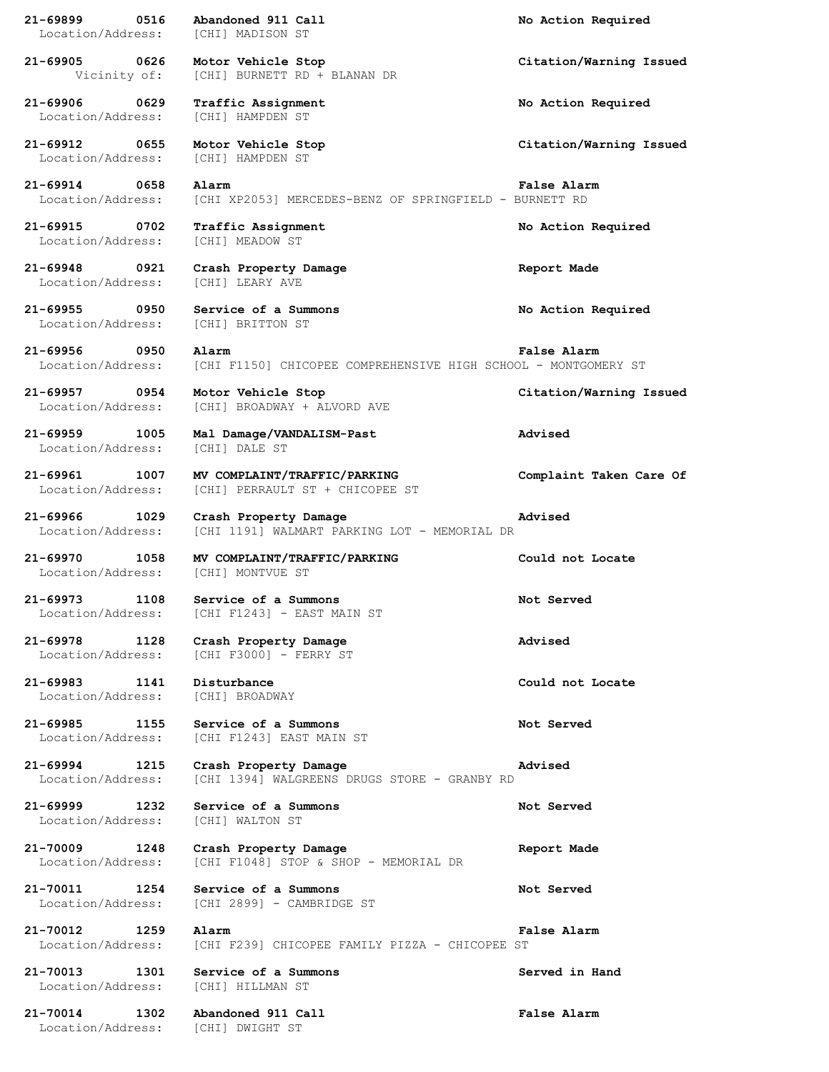**21-69899 0516 Abandoned 911 Call No Action Required**
Location/Address: [CHI] MADISON ST

**21-69905 0626 Motor Vehicle Stop Citation/Warning Issued**
Vicinity of: [CHI] BURNETT RD + BLANAN DR

**21-69906 0629 Traffic Assignment No Action Required**
Location/Address: [CHI] HAMPDEN ST

**21-69912 0655 Motor Vehicle Stop Citation/Warning Issued**
Location/Address: [CHI] HAMPDEN ST

**21-69914 0658 Alarm False Alarm**
Location/Address: [CHI XP2053] MERCEDES-BENZ OF SPRINGFIELD - BURNETT RD

**21-69915 0702 Traffic Assignment No Action Required**
Location/Address: [CHI] MEADOW ST

**21-69948 0921 Crash Property Damage Report Made**
Location/Address: [CHI] LEARY AVE

**21-69955 0950 Service of a Summons No Action Required**
Location/Address: [CHI] BRITTON ST

**21-69956 0950 Alarm False Alarm**
Location/Address: [CHI F1150] CHICOPEE COMPREHENSIVE HIGH SCHOOL - MONTGOMERY ST

**21-69957 0954 Motor Vehicle Stop Citation/Warning Issued**
Location/Address: [CHI] BROADWAY + ALVORD AVE

**21-69959 1005 Mal Damage/VANDALISM-Past Advised**
Location/Address: [CHI] DALE ST

**21-69961 1007 MV COMPLAINT/TRAFFIC/PARKING Complaint Taken Care Of**
Location/Address: [CHI] PERRAULT ST + CHICOPEE ST

**21-69966 1029 Crash Property Damage Advised**
Location/Address: [CHI 1191] WALMART PARKING LOT - MEMORIAL DR

**21-69970 1058 MV COMPLAINT/TRAFFIC/PARKING Could not Locate**
Location/Address: [CHI] MONTVUE ST

**21-69973 1108 Service of a Summons Not Served**
Location/Address: [CHI F1243] - EAST MAIN ST

**21-69978 1128 Crash Property Damage Advised**
Location/Address: [CHI F3000] - FERRY ST

**21-69983 1141 Disturbance Could not Locate**
Location/Address: [CHI] BROADWAY

**21-69985 1155 Service of a Summons Not Served**
Location/Address: [CHI F1243] EAST MAIN ST

**21-69994 1215 Crash Property Damage Advised**
Location/Address: [CHI 1394] WALGREENS DRUGS STORE - GRANBY RD

**21-69999 1232 Service of a Summons Not Served**
Location/Address: [CHI] WALTON ST

**21-70009 1248 Crash Property Damage Report Made**
Location/Address: [CHI F1048] STOP & SHOP - MEMORIAL DR

**21-70011 1254 Service of a Summons Not Served**
Location/Address: [CHI 2899] - CAMBRIDGE ST

**21-70012 1259 Alarm False Alarm**
Location/Address: [CHI F239] CHICOPEE FAMILY PIZZA - CHICOPEE ST

**21-70013 1301 Service of a Summons Served in Hand**
Location/Address: [CHI] HILLMAN ST

**21-70014 1302 Abandoned 911 Call False Alarm**
Location/Address: [CHI] DWIGHT ST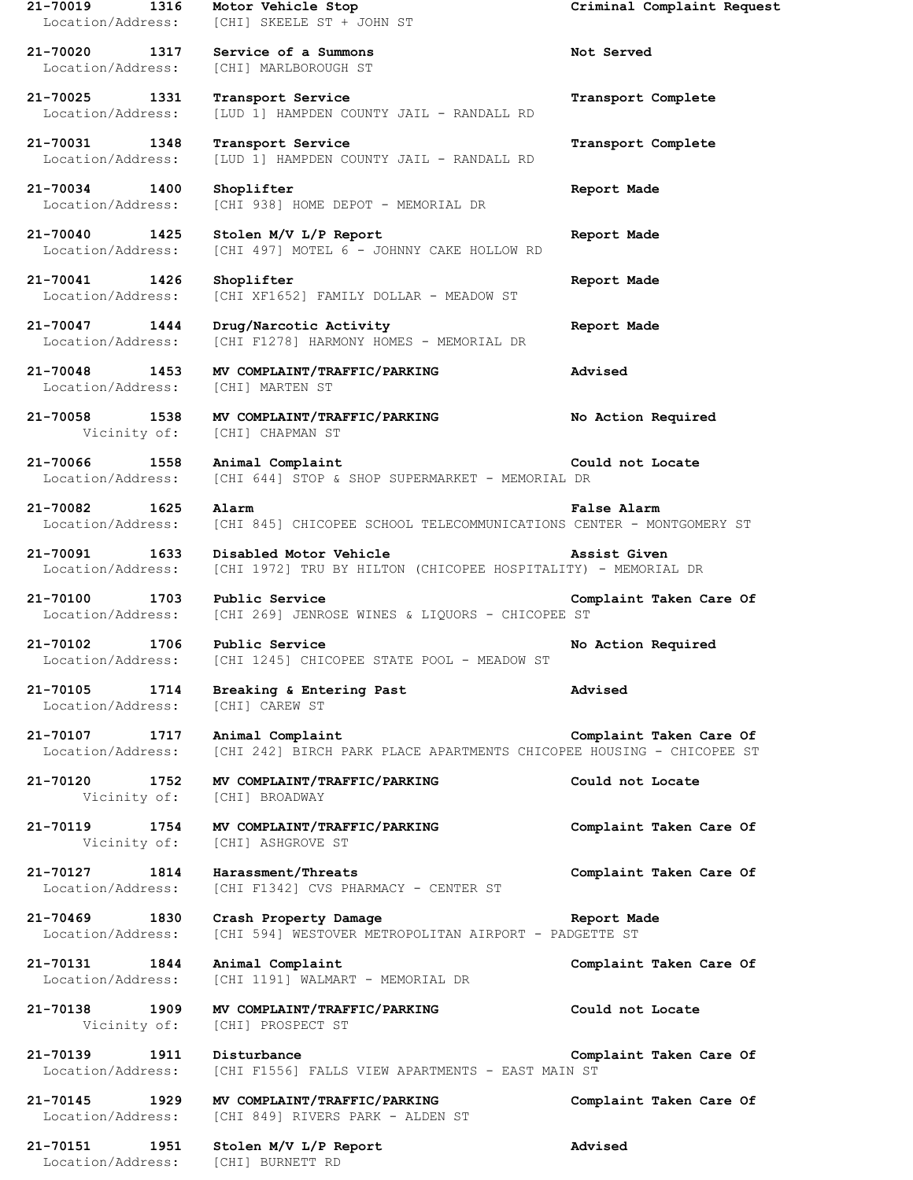**21-70019 1316 Motor Vehicle Stop Criminal Complaint Request**
Location/Address: [CHI] SKEELE ST + JOHN ST

**21-70020 1317 Service of a Summons Not Served**
Location/Address: [CHI] MARLBOROUGH ST

**21-70025 1331 Transport Service Transport Complete**
Location/Address: [LUD 1] HAMPDEN COUNTY JAIL - RANDALL RD

**21-70031 1348 Transport Service Transport Complete**
Location/Address: [LUD 1] HAMPDEN COUNTY JAIL - RANDALL RD

**21-70034 1400 Shoplifter Report Made**
Location/Address: [CHI 938] HOME DEPOT - MEMORIAL DR

**21-70040 1425 Stolen M/V L/P Report Report Made**
Location/Address: [CHI 497] MOTEL 6 - JOHNNY CAKE HOLLOW RD

**21-70041 1426 Shoplifter Report Made**
Location/Address: [CHI XF1652] FAMILY DOLLAR - MEADOW ST

**21-70047 1444 Drug/Narcotic Activity Report Made**
Location/Address: [CHI F1278] HARMONY HOMES - MEMORIAL DR

**21-70048 1453 MV COMPLAINT/TRAFFIC/PARKING Advised**
Location/Address: [CHI] MARTEN ST

**21-70058 1538 MV COMPLAINT/TRAFFIC/PARKING No Action Required**
Vicinity of: [CHI] CHAPMAN ST

**21-70066 1558 Animal Complaint Could not Locate**
Location/Address: [CHI 644] STOP & SHOP SUPERMARKET - MEMORIAL DR

**21-70082 1625 Alarm False Alarm**
Location/Address: [CHI 845] CHICOPEE SCHOOL TELECOMMUNICATIONS CENTER - MONTGOMERY ST

**21-70091 1633 Disabled Motor Vehicle Assist Given**
Location/Address: [CHI 1972] TRU BY HILTON (CHICOPEE HOSPITALITY) - MEMORIAL DR

**21-70100 1703 Public Service Complaint Taken Care Of**
Location/Address: [CHI 269] JENROSE WINES & LIQUORS - CHICOPEE ST

**21-70102 1706 Public Service No Action Required**
Location/Address: [CHI 1245] CHICOPEE STATE POOL - MEADOW ST

**21-70105 1714 Breaking & Entering Past Advised**
Location/Address: [CHI] CAREW ST

**21-70107 1717 Animal Complaint Complaint Taken Care Of**
Location/Address: [CHI 242] BIRCH PARK PLACE APARTMENTS CHICOPEE HOUSING - CHICOPEE ST

**21-70120 1752 MV COMPLAINT/TRAFFIC/PARKING Could not Locate**
Vicinity of: [CHI] BROADWAY

**21-70119 1754 MV COMPLAINT/TRAFFIC/PARKING Complaint Taken Care Of**
Vicinity of: [CHI] ASHGROVE ST

**21-70127 1814 Harassment/Threats Complaint Taken Care Of**
Location/Address: [CHI F1342] CVS PHARMACY - CENTER ST

**21-70469 1830 Crash Property Damage Report Made**
Location/Address: [CHI 594] WESTOVER METROPOLITAN AIRPORT - PADGETTE ST

**21-70131 1844 Animal Complaint Complaint Taken Care Of**
Location/Address: [CHI 1191] WALMART - MEMORIAL DR

**21-70138 1909 MV COMPLAINT/TRAFFIC/PARKING Could not Locate**
Vicinity of: [CHI] PROSPECT ST

**21-70139 1911 Disturbance Complaint Taken Care Of**
Location/Address: [CHI F1556] FALLS VIEW APARTMENTS - EAST MAIN ST

**21-70145 1929 MV COMPLAINT/TRAFFIC/PARKING Complaint Taken Care Of**
Location/Address: [CHI 849] RIVERS PARK - ALDEN ST

**21-70151 1951 Stolen M/V L/P Report Advised**
Location/Address: [CHI] BURNETT RD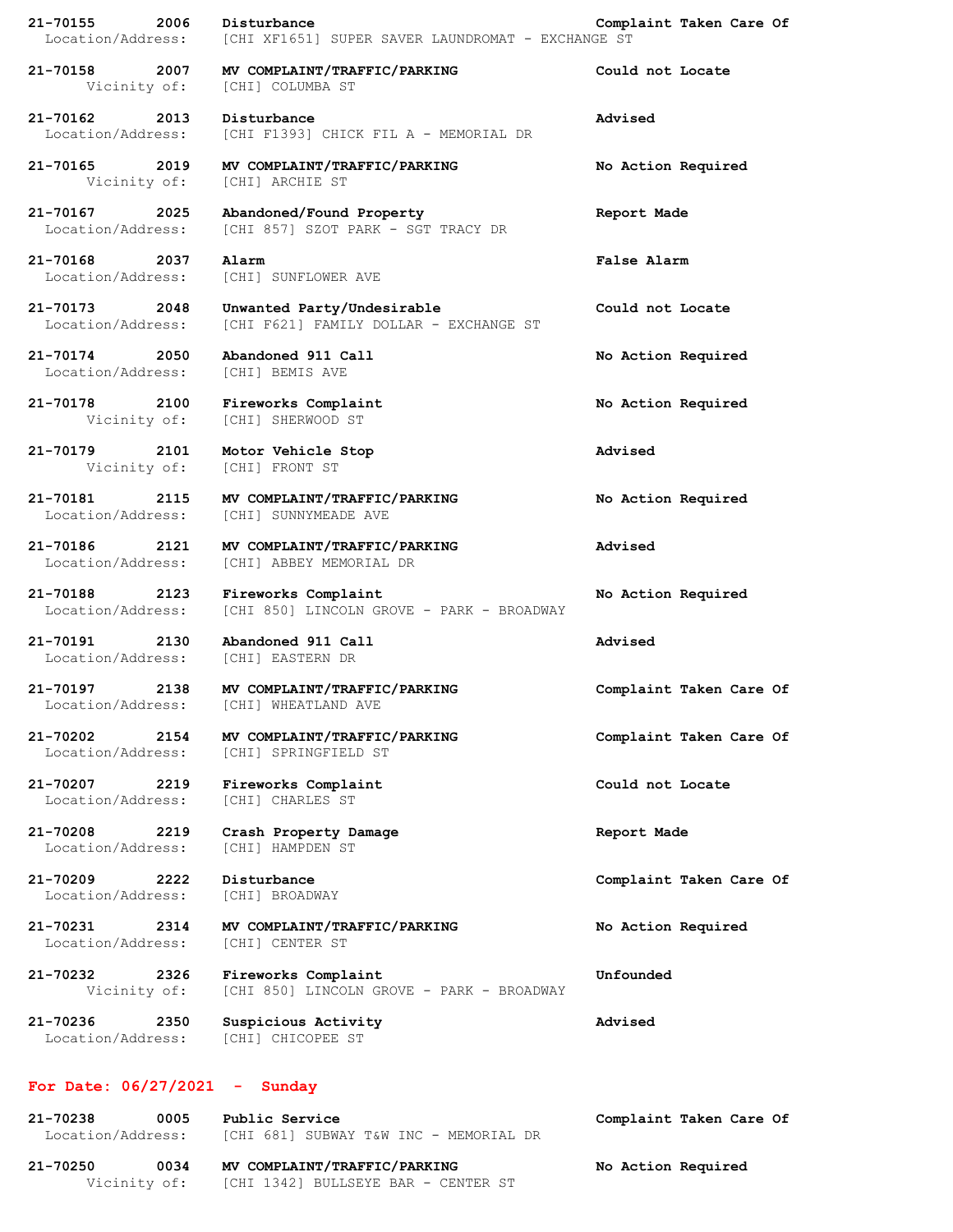**21-70155 2006 Disturbance** **Complaint Taken Care Of**
Location/Address: [CHI XF1651] SUPER SAVER LAUNDROMAT - EXCHANGE ST

**21-70158 2007 MV COMPLAINT/TRAFFIC/PARKING** **Could not Locate**
Vicinity of: [CHI] COLUMBA ST

**21-70162 2013 Disturbance** **Advised**
Location/Address: [CHI F1393] CHICK FIL A - MEMORIAL DR

**21-70165 2019 MV COMPLAINT/TRAFFIC/PARKING** **No Action Required**
Vicinity of: [CHI] ARCHIE ST

**21-70167 2025 Abandoned/Found Property** **Report Made**
Location/Address: [CHI 857] SZOT PARK - SGT TRACY DR

**21-70168 2037 Alarm** **False Alarm**
Location/Address: [CHI] SUNFLOWER AVE

**21-70173 2048 Unwanted Party/Undesirable** **Could not Locate**
Location/Address: [CHI F621] FAMILY DOLLAR - EXCHANGE ST

**21-70174 2050 Abandoned 911 Call** **No Action Required**
Location/Address: [CHI] BEMIS AVE

**21-70178 2100 Fireworks Complaint** **No Action Required**
Vicinity of: [CHI] SHERWOOD ST

**21-70179 2101 Motor Vehicle Stop** **Advised**
Vicinity of: [CHI] FRONT ST

**21-70181 2115 MV COMPLAINT/TRAFFIC/PARKING** **No Action Required**
Location/Address: [CHI] SUNNYMEADE AVE

**21-70186 2121 MV COMPLAINT/TRAFFIC/PARKING** **Advised**
Location/Address: [CHI] ABBEY MEMORIAL DR

**21-70188 2123 Fireworks Complaint** **No Action Required**
Location/Address: [CHI 850] LINCOLN GROVE - PARK - BROADWAY

**21-70191 2130 Abandoned 911 Call** **Advised**
Location/Address: [CHI] EASTERN DR

**21-70197 2138 MV COMPLAINT/TRAFFIC/PARKING** **Complaint Taken Care Of**
Location/Address: [CHI] WHEATLAND AVE

**21-70202 2154 MV COMPLAINT/TRAFFIC/PARKING** **Complaint Taken Care Of**
Location/Address: [CHI] SPRINGFIELD ST

**21-70207 2219 Fireworks Complaint** **Could not Locate**
Location/Address: [CHI] CHARLES ST

**21-70208 2219 Crash Property Damage** **Report Made**
Location/Address: [CHI] HAMPDEN ST

**21-70209 2222 Disturbance** **Complaint Taken Care Of**
Location/Address: [CHI] BROADWAY

**21-70231 2314 MV COMPLAINT/TRAFFIC/PARKING** **No Action Required**
Location/Address: [CHI] CENTER ST

**21-70232 2326 Fireworks Complaint** **Unfounded**
Vicinity of: [CHI 850] LINCOLN GROVE - PARK - BROADWAY

**21-70236 2350 Suspicious Activity** **Advised**
Location/Address: [CHI] CHICOPEE ST

## For Date: 06/27/2021 - Sunday

**21-70238 0005 Public Service** **Complaint Taken Care Of**
Location/Address: [CHI 681] SUBWAY T&W INC - MEMORIAL DR

**21-70250 0034 MV COMPLAINT/TRAFFIC/PARKING** **No Action Required**
Vicinity of: [CHI 1342] BULLSEYE BAR - CENTER ST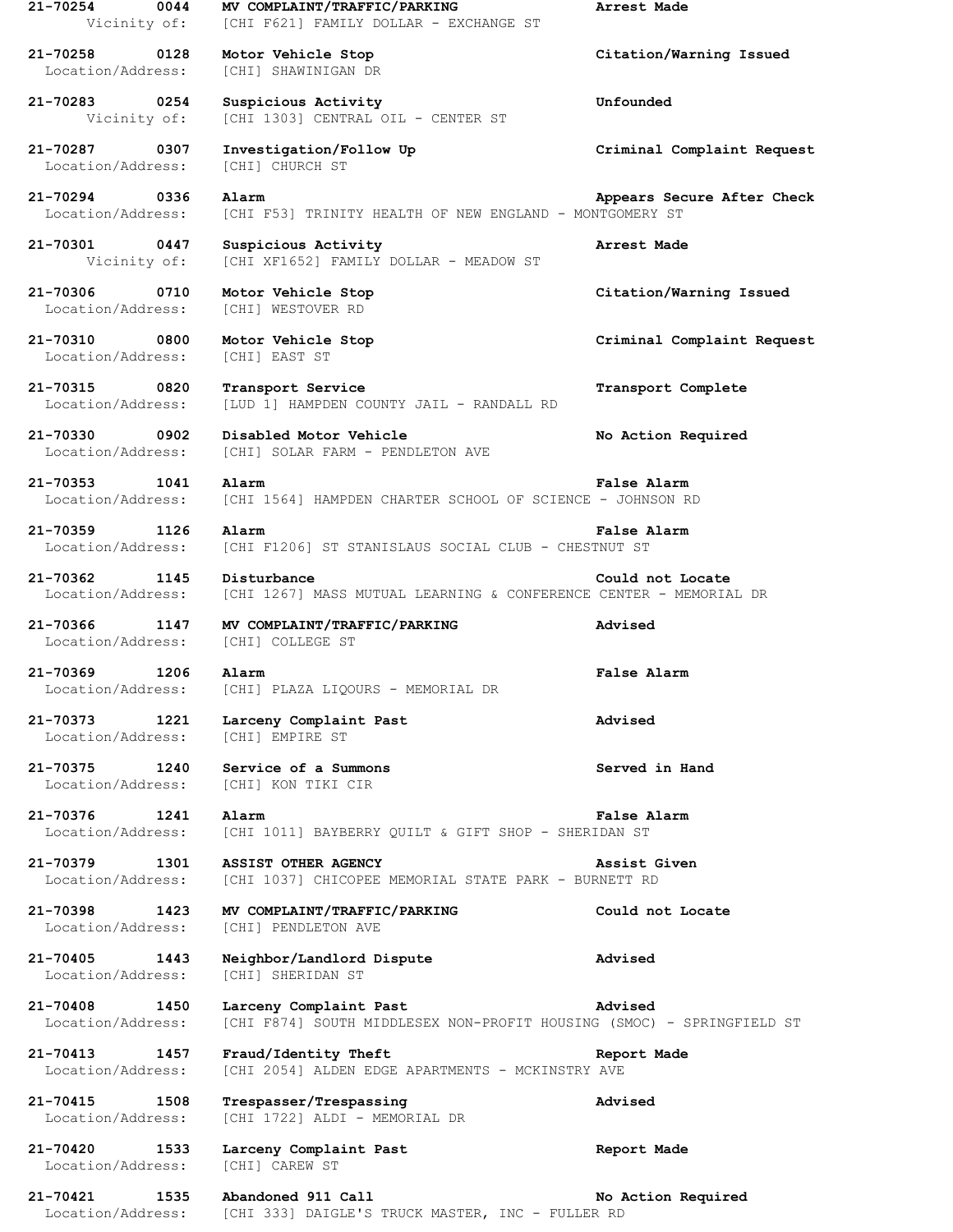**21-70254 0044 MV COMPLAINT/TRAFFIC/PARKING Arrest Made**
Vicinity of: [CHI F621] FAMILY DOLLAR - EXCHANGE ST

**21-70258 0128 Motor Vehicle Stop Citation/Warning Issued**
Location/Address: [CHI] SHAWINIGAN DR

**21-70283 0254 Suspicious Activity Unfounded**
Vicinity of: [CHI 1303] CENTRAL OIL - CENTER ST

**21-70287 0307 Investigation/Follow Up Criminal Complaint Request**
Location/Address: [CHI] CHURCH ST

**21-70294 0336 Alarm Appears Secure After Check**
Location/Address: [CHI F53] TRINITY HEALTH OF NEW ENGLAND - MONTGOMERY ST

**21-70301 0447 Suspicious Activity Arrest Made**
Vicinity of: [CHI XF1652] FAMILY DOLLAR - MEADOW ST

**21-70306 0710 Motor Vehicle Stop Citation/Warning Issued**
Location/Address: [CHI] WESTOVER RD

**21-70310 0800 Motor Vehicle Stop Criminal Complaint Request**
Location/Address: [CHI] EAST ST

**21-70315 0820 Transport Service Transport Complete**
Location/Address: [LUD 1] HAMPDEN COUNTY JAIL - RANDALL RD

**21-70330 0902 Disabled Motor Vehicle No Action Required**
Location/Address: [CHI] SOLAR FARM - PENDLETON AVE

**21-70353 1041 Alarm False Alarm**
Location/Address: [CHI 1564] HAMPDEN CHARTER SCHOOL OF SCIENCE - JOHNSON RD

**21-70359 1126 Alarm False Alarm**
Location/Address: [CHI F1206] ST STANISLAUS SOCIAL CLUB - CHESTNUT ST

**21-70362 1145 Disturbance Could not Locate**
Location/Address: [CHI 1267] MASS MUTUAL LEARNING & CONFERENCE CENTER - MEMORIAL DR

**21-70366 1147 MV COMPLAINT/TRAFFIC/PARKING Advised**
Location/Address: [CHI] COLLEGE ST

**21-70369 1206 Alarm False Alarm**
Location/Address: [CHI] PLAZA LIQOURS - MEMORIAL DR

**21-70373 1221 Larceny Complaint Past Advised**
Location/Address: [CHI] EMPIRE ST

**21-70375 1240 Service of a Summons Served in Hand**
Location/Address: [CHI] KON TIKI CIR

**21-70376 1241 Alarm False Alarm**
Location/Address: [CHI 1011] BAYBERRY QUILT & GIFT SHOP - SHERIDAN ST

**21-70379 1301 ASSIST OTHER AGENCY Assist Given**
Location/Address: [CHI 1037] CHICOPEE MEMORIAL STATE PARK - BURNETT RD

**21-70398 1423 MV COMPLAINT/TRAFFIC/PARKING Could not Locate**
Location/Address: [CHI] PENDLETON AVE

**21-70405 1443 Neighbor/Landlord Dispute Advised**
Location/Address: [CHI] SHERIDAN ST

**21-70408 1450 Larceny Complaint Past Advised**
Location/Address: [CHI F874] SOUTH MIDDLESEX NON-PROFIT HOUSING (SMOC) - SPRINGFIELD ST

**21-70413 1457 Fraud/Identity Theft Report Made**
Location/Address: [CHI 2054] ALDEN EDGE APARTMENTS - MCKINSTRY AVE

**21-70415 1508 Trespasser/Trespassing Advised**
Location/Address: [CHI 1722] ALDI - MEMORIAL DR

**21-70420 1533 Larceny Complaint Past Report Made**
Location/Address: [CHI] CAREW ST

**21-70421 1535 Abandoned 911 Call No Action Required**
Location/Address: [CHI 333] DAIGLE'S TRUCK MASTER, INC - FULLER RD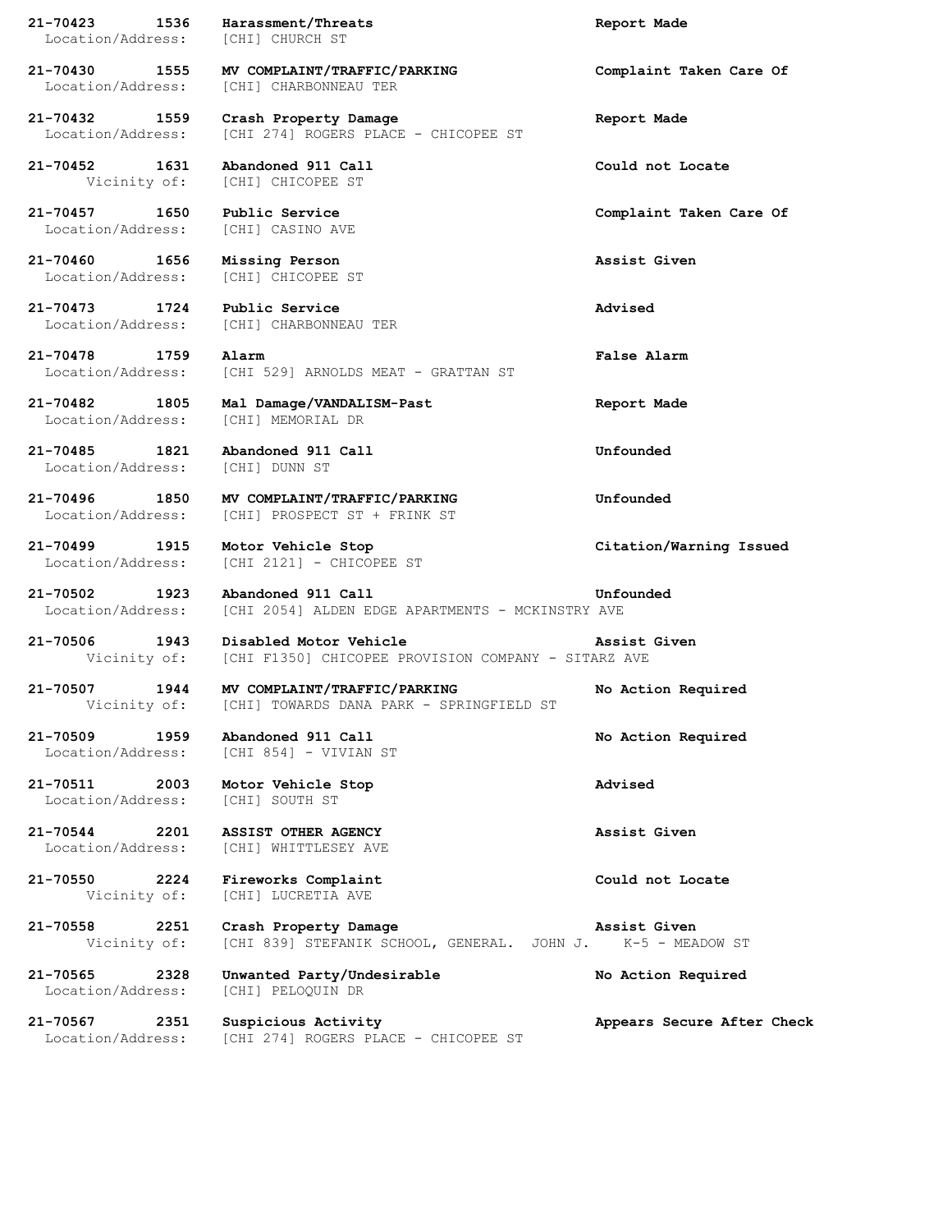**21-70423 1536 Harassment/Threats** **Report Made**
Location/Address: [CHI] CHURCH ST

**21-70430 1555 MV COMPLAINT/TRAFFIC/PARKING** **Complaint Taken Care Of**
Location/Address: [CHI] CHARBONNEAU TER

**21-70432 1559 Crash Property Damage** **Report Made**
Location/Address: [CHI 274] ROGERS PLACE - CHICOPEE ST

**21-70452 1631 Abandoned 911 Call** **Could not Locate**
Vicinity of: [CHI] CHICOPEE ST

**21-70457 1650 Public Service** **Complaint Taken Care Of**
Location/Address: [CHI] CASINO AVE

**21-70460 1656 Missing Person** **Assist Given**
Location/Address: [CHI] CHICOPEE ST

**21-70473 1724 Public Service** **Advised**
Location/Address: [CHI] CHARBONNEAU TER

**21-70478 1759 Alarm** **False Alarm**
Location/Address: [CHI 529] ARNOLDS MEAT - GRATTAN ST

**21-70482 1805 Mal Damage/VANDALISM-Past** **Report Made**
Location/Address: [CHI] MEMORIAL DR

**21-70485 1821 Abandoned 911 Call** **Unfounded**
Location/Address: [CHI] DUNN ST

**21-70496 1850 MV COMPLAINT/TRAFFIC/PARKING** **Unfounded**
Location/Address: [CHI] PROSPECT ST + FRINK ST

**21-70499 1915 Motor Vehicle Stop** **Citation/Warning Issued**
Location/Address: [CHI 2121] - CHICOPEE ST

**21-70502 1923 Abandoned 911 Call** **Unfounded**
Location/Address: [CHI 2054] ALDEN EDGE APARTMENTS - MCKINSTRY AVE

**21-70506 1943 Disabled Motor Vehicle** **Assist Given**
Vicinity of: [CHI F1350] CHICOPEE PROVISION COMPANY - SITARZ AVE

**21-70507 1944 MV COMPLAINT/TRAFFIC/PARKING** **No Action Required**
Vicinity of: [CHI] TOWARDS DANA PARK - SPRINGFIELD ST

**21-70509 1959 Abandoned 911 Call** **No Action Required**
Location/Address: [CHI 854] - VIVIAN ST

**21-70511 2003 Motor Vehicle Stop** **Advised**
Location/Address: [CHI] SOUTH ST

**21-70544 2201 ASSIST OTHER AGENCY** **Assist Given**
Location/Address: [CHI] WHITTLESEY AVE

**21-70550 2224 Fireworks Complaint** **Could not Locate**
Vicinity of: [CHI] LUCRETIA AVE

**21-70558 2251 Crash Property Damage** **Assist Given**
Vicinity of: [CHI 839] STEFANIK SCHOOL, GENERAL. JOHN J. K-5 - MEADOW ST

**21-70565 2328 Unwanted Party/Undesirable** **No Action Required**
Location/Address: [CHI] PELOQUIN DR

**21-70567 2351 Suspicious Activity** **Appears Secure After Check**
Location/Address: [CHI 274] ROGERS PLACE - CHICOPEE ST